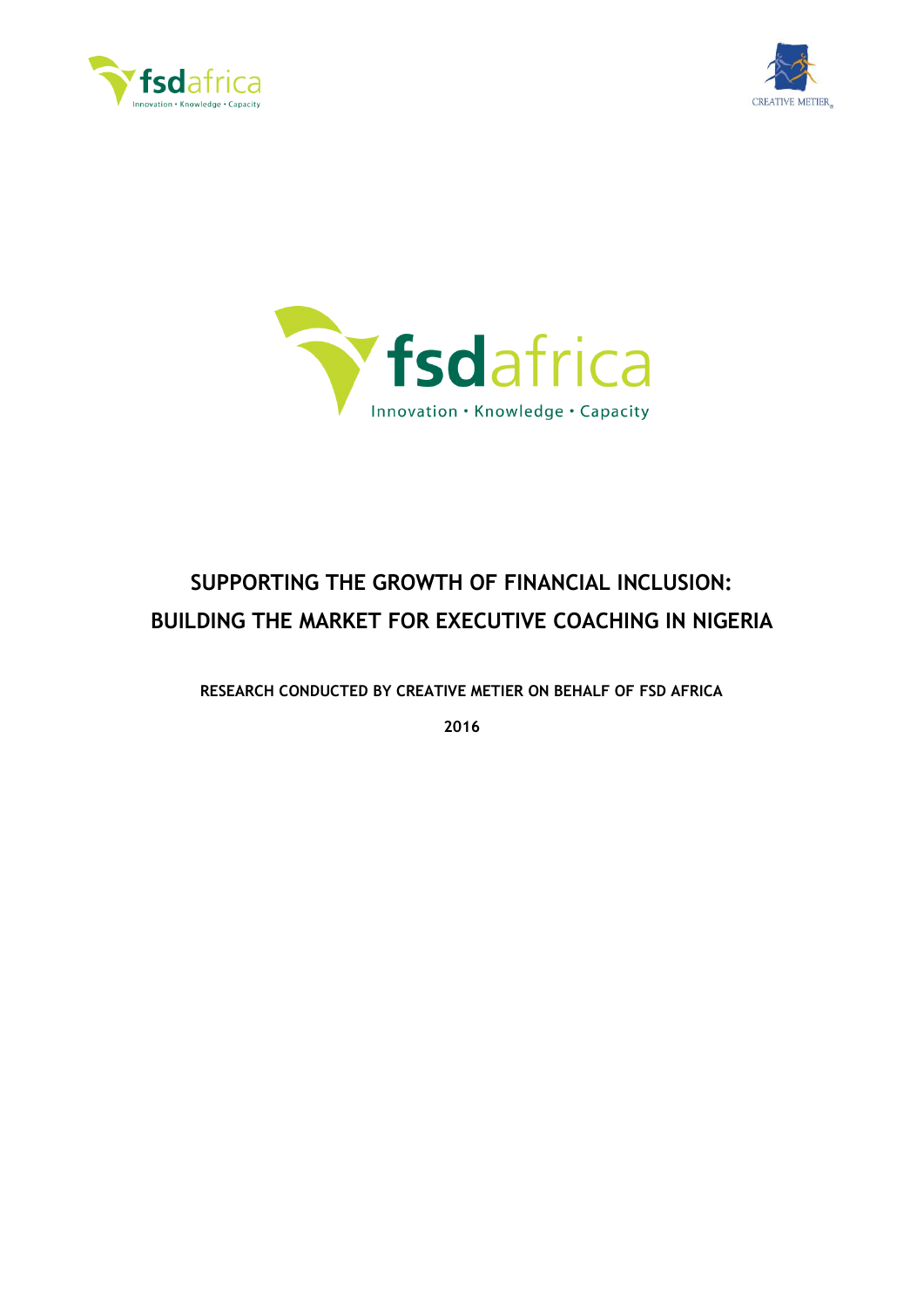# SUPPORTING THE GROWTH OF FINANCIAL INCLUSION: BUILDING THE MARKET FOR EXECUTIVE COACHING IN NIGERIA

**RESEARCH CONDUCTED BY CREATIVE METIER ON BEHALF OF FSD AFRICA**

**2016**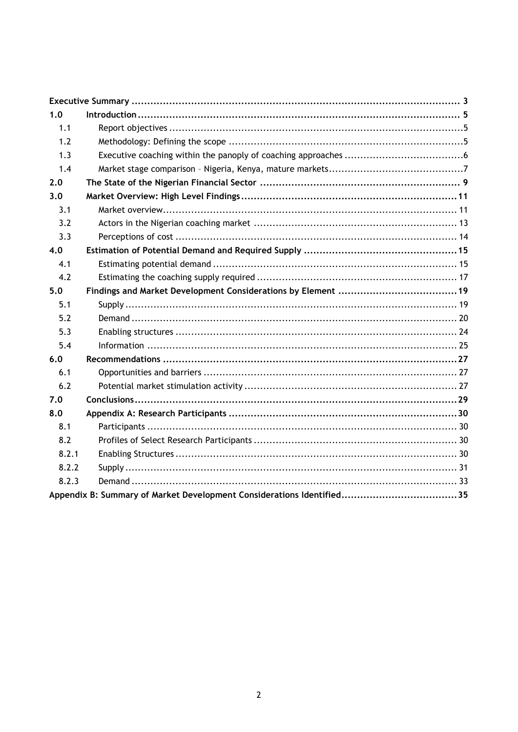| | | |
|---|---|---|
| **Executive Summary** | | **3** |
| **1.0** | **Introduction** | **5** |
| 1.1 | Report objectives | 5 |
| 1.2 | Methodology: Defining the scope | 5 |
| 1.3 | Executive coaching within the panoply of coaching approaches | 6 |
| 1.4 | Market stage comparison – Nigeria, Kenya, mature markets | 7 |
| **2.0** | **The State of the Nigerian Financial Sector** | **9** |
| **3.0** | **Market Overview: High Level Findings** | **11** |
| 3.1 | Market overview | 11 |
| 3.2 | Actors in the Nigerian coaching market | 13 |
| 3.3 | Perceptions of cost | 14 |
| **4.0** | **Estimation of Potential Demand and Required Supply** | **15** |
| 4.1 | Estimating potential demand | 15 |
| 4.2 | Estimating the coaching supply required | 17 |
| **5.0** | **Findings and Market Development Considerations by Element** | **19** |
| 5.1 | Supply | 19 |
| 5.2 | Demand | 20 |
| 5.3 | Enabling structures | 24 |
| 5.4 | Information | 25 |
| **6.0** | **Recommendations** | **27** |
| 6.1 | Opportunities and barriers | 27 |
| 6.2 | Potential market stimulation activity | 27 |
| **7.0** | **Conclusions** | **29** |
| **8.0** | **Appendix A: Research Participants** | **30** |
| 8.1 | Participants | 30 |
| 8.2 | Profiles of Select Research Participants | 30 |
| 8.2.1 | Enabling Structures | 30 |
| 8.2.2 | Supply | 31 |
| 8.2.3 | Demand | 33 |
| **Appendix B: Summary of Market Development Considerations Identified** | | **35** |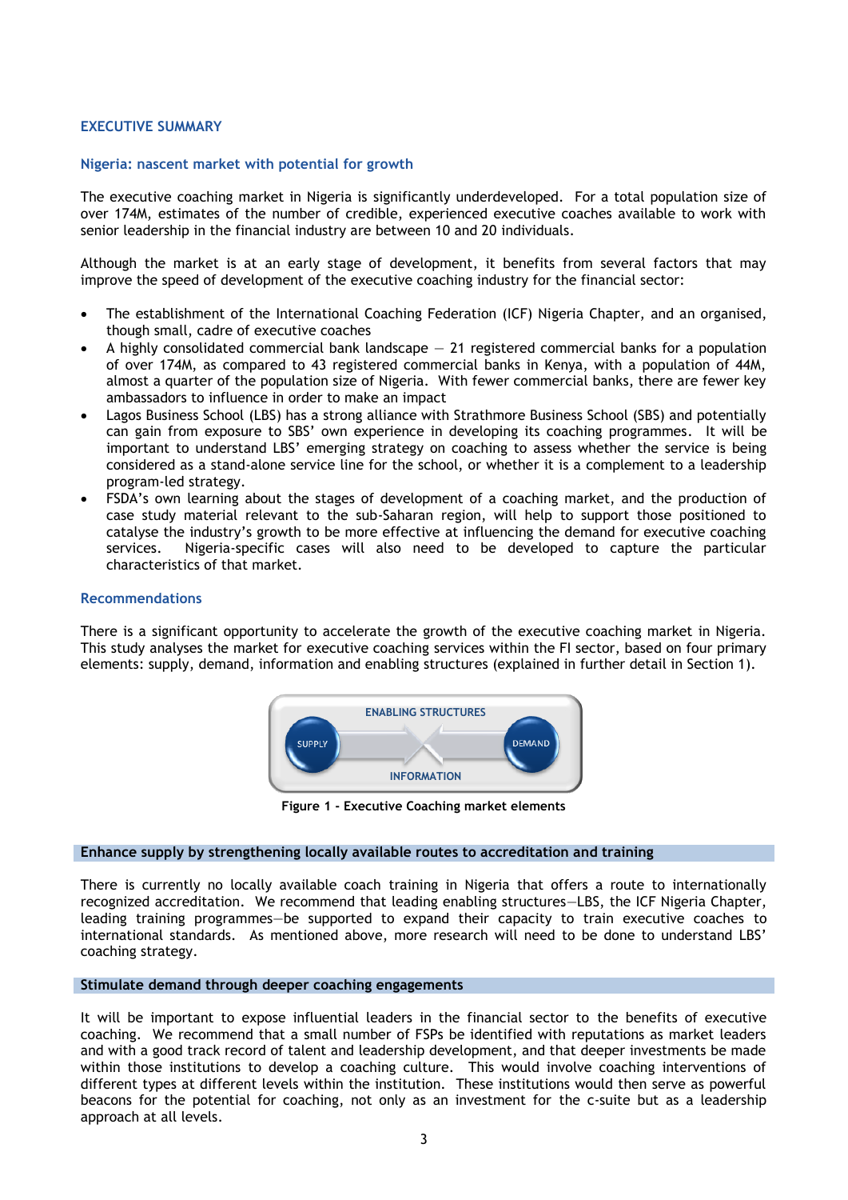## EXECUTIVE SUMMARY

### Nigeria: nascent market with potential for growth

The executive coaching market in Nigeria is significantly underdeveloped. For a total population size of over 174M, estimates of the number of credible, experienced executive coaches available to work with senior leadership in the financial industry are between 10 and 20 individuals.

Although the market is at an early stage of development, it benefits from several factors that may improve the speed of development of the executive coaching industry for the financial sector:

- The establishment of the International Coaching Federation (ICF) Nigeria Chapter, and an organised, though small, cadre of executive coaches
- A highly consolidated commercial bank landscape — 21 registered commercial banks for a population of over 174M, as compared to 43 registered commercial banks in Kenya, with a population of 44M, almost a quarter of the population size of Nigeria. With fewer commercial banks, there are fewer key ambassadors to influence in order to make an impact
- Lagos Business School (LBS) has a strong alliance with Strathmore Business School (SBS) and potentially can gain from exposure to SBS' own experience in developing its coaching programmes. It will be important to understand LBS' emerging strategy on coaching to assess whether the service is being considered as a stand-alone service line for the school, or whether it is a complement to a leadership program-led strategy.
- FSDA's own learning about the stages of development of a coaching market, and the production of case study material relevant to the sub-Saharan region, will help to support those positioned to catalyse the industry's growth to be more effective at influencing the demand for executive coaching services. Nigeria-specific cases will also need to be developed to capture the particular characteristics of that market.

### Recommendations

There is a significant opportunity to accelerate the growth of the executive coaching market in Nigeria. This study analyses the market for executive coaching services within the FI sector, based on four primary elements: supply, demand, information and enabling structures (explained in further detail in Section 1).

ENABLING STRUCTURES

SUPPLY DEMAND

INFORMATION

**Figure 1 - Executive Coaching market elements**

#### Enhance supply by strengthening locally available routes to accreditation and training

There is currently no locally available coach training in Nigeria that offers a route to internationally recognized accreditation. We recommend that leading enabling structures—LBS, the ICF Nigeria Chapter, leading training programmes—be supported to expand their capacity to train executive coaches to international standards. As mentioned above, more research will need to be done to understand LBS' coaching strategy.

#### Stimulate demand through deeper coaching engagements

It will be important to expose influential leaders in the financial sector to the benefits of executive coaching. We recommend that a small number of FSPs be identified with reputations as market leaders and with a good track record of talent and leadership development, and that deeper investments be made within those institutions to develop a coaching culture. This would involve coaching interventions of different types at different levels within the institution. These institutions would then serve as powerful beacons for the potential for coaching, not only as an investment for the c-suite but as a leadership approach at all levels.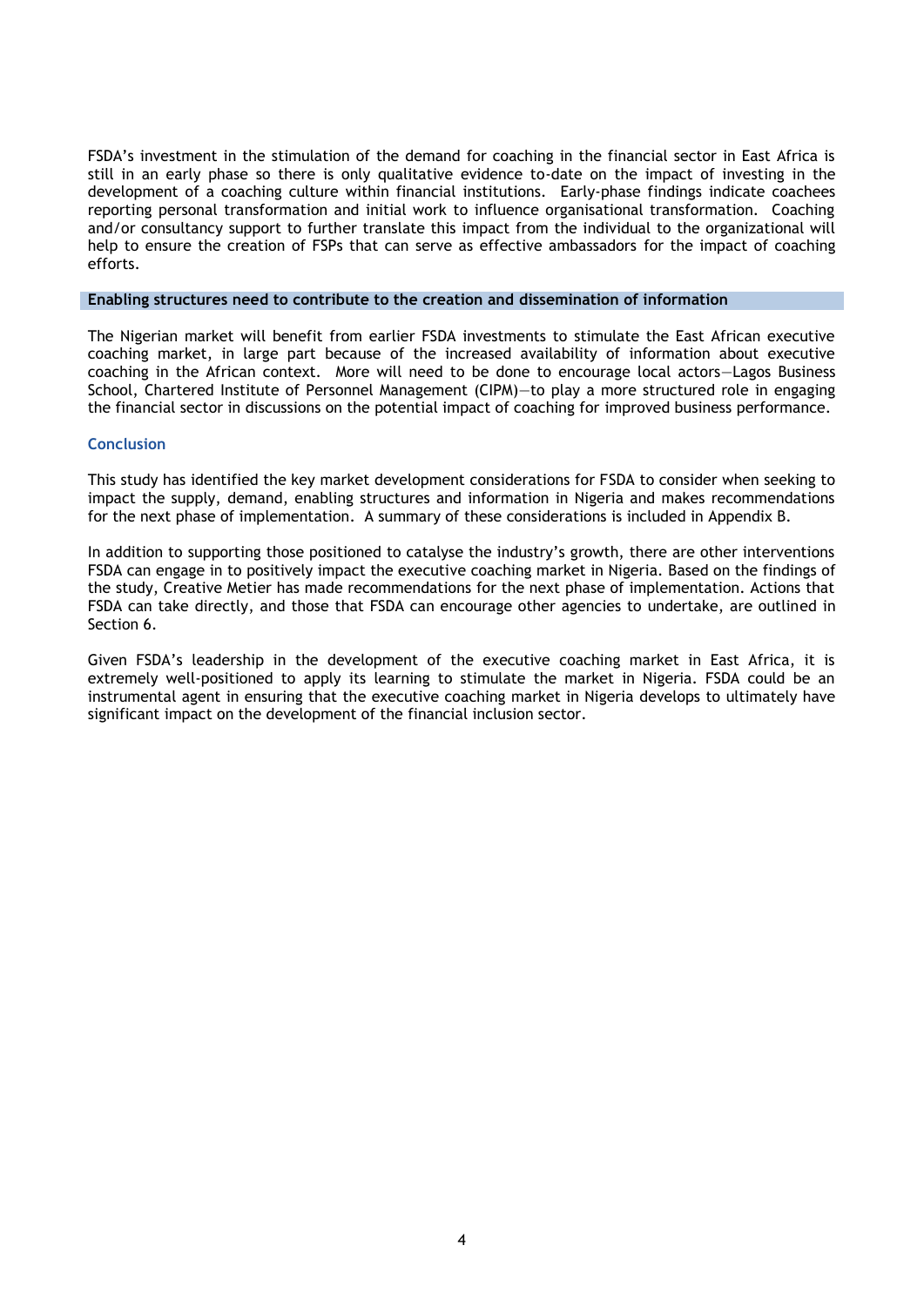FSDA's investment in the stimulation of the demand for coaching in the financial sector in East Africa is still in an early phase so there is only qualitative evidence to-date on the impact of investing in the development of a coaching culture within financial institutions. Early-phase findings indicate coachees reporting personal transformation and initial work to influence organisational transformation. Coaching and/or consultancy support to further translate this impact from the individual to the organizational will help to ensure the creation of FSPs that can serve as effective ambassadors for the impact of coaching efforts.

### Enabling structures need to contribute to the creation and dissemination of information

The Nigerian market will benefit from earlier FSDA investments to stimulate the East African executive coaching market, in large part because of the increased availability of information about executive coaching in the African context. More will need to be done to encourage local actors—Lagos Business School, Chartered Institute of Personnel Management (CIPM)—to play a more structured role in engaging the financial sector in discussions on the potential impact of coaching for improved business performance.

### Conclusion

This study has identified the key market development considerations for FSDA to consider when seeking to impact the supply, demand, enabling structures and information in Nigeria and makes recommendations for the next phase of implementation. A summary of these considerations is included in Appendix B.

In addition to supporting those positioned to catalyse the industry's growth, there are other interventions FSDA can engage in to positively impact the executive coaching market in Nigeria. Based on the findings of the study, Creative Metier has made recommendations for the next phase of implementation. Actions that FSDA can take directly, and those that FSDA can encourage other agencies to undertake, are outlined in Section 6.

Given FSDA's leadership in the development of the executive coaching market in East Africa, it is extremely well-positioned to apply its learning to stimulate the market in Nigeria. FSDA could be an instrumental agent in ensuring that the executive coaching market in Nigeria develops to ultimately have significant impact on the development of the financial inclusion sector.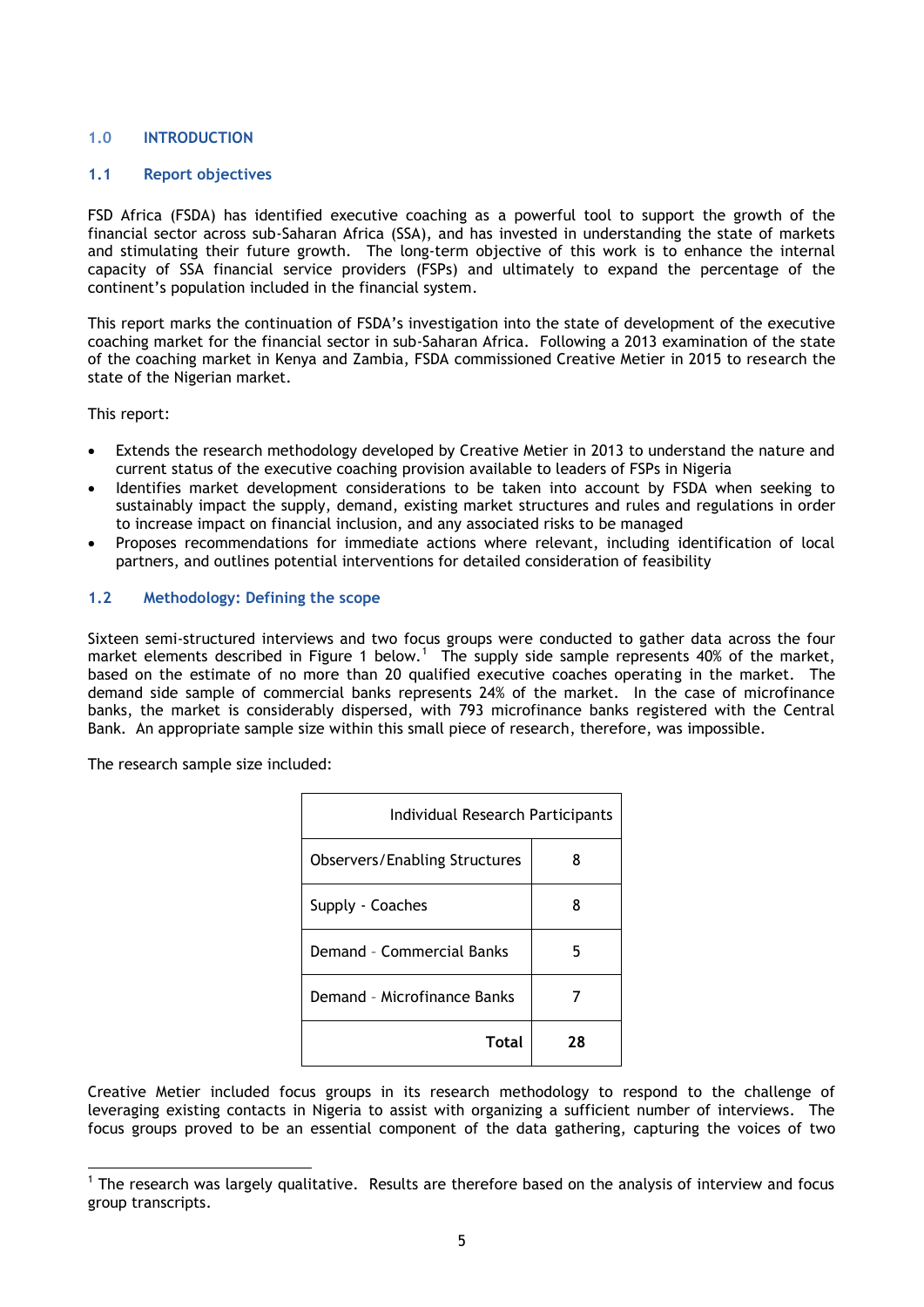## 1.0 INTRODUCTION

### 1.1 Report objectives

FSD Africa (FSDA) has identified executive coaching as a powerful tool to support the growth of the financial sector across sub-Saharan Africa (SSA), and has invested in understanding the state of markets and stimulating their future growth. The long-term objective of this work is to enhance the internal capacity of SSA financial service providers (FSPs) and ultimately to expand the percentage of the continent's population included in the financial system.

This report marks the continuation of FSDA's investigation into the state of development of the executive coaching market for the financial sector in sub-Saharan Africa. Following a 2013 examination of the state of the coaching market in Kenya and Zambia, FSDA commissioned Creative Metier in 2015 to research the state of the Nigerian market.

This report:

- Extends the research methodology developed by Creative Metier in 2013 to understand the nature and current status of the executive coaching provision available to leaders of FSPs in Nigeria
- Identifies market development considerations to be taken into account by FSDA when seeking to sustainably impact the supply, demand, existing market structures and rules and regulations in order to increase impact on financial inclusion, and any associated risks to be managed
- Proposes recommendations for immediate actions where relevant, including identification of local partners, and outlines potential interventions for detailed consideration of feasibility

### 1.2 Methodology: Defining the scope

Sixteen semi-structured interviews and two focus groups were conducted to gather data across the four market elements described in Figure 1 below.[1] The supply side sample represents 40% of the market, based on the estimate of no more than 20 qualified executive coaches operating in the market. The demand side sample of commercial banks represents 24% of the market. In the case of microfinance banks, the market is considerably dispersed, with 793 microfinance banks registered with the Central Bank. An appropriate sample size within this small piece of research, therefore, was impossible.

The research sample size included:

| Individual Research Participants | |
|---|---|
| Observers/Enabling Structures | 8 |
| Supply - Coaches | 8 |
| Demand – Commercial Banks | 5 |
| Demand – Microfinance Banks | 7 |
| **Total** | **28** |

Creative Metier included focus groups in its research methodology to respond to the challenge of leveraging existing contacts in Nigeria to assist with organizing a sufficient number of interviews. The focus groups proved to be an essential component of the data gathering, capturing the voices of two

[1] The research was largely qualitative. Results are therefore based on the analysis of interview and focus group transcripts.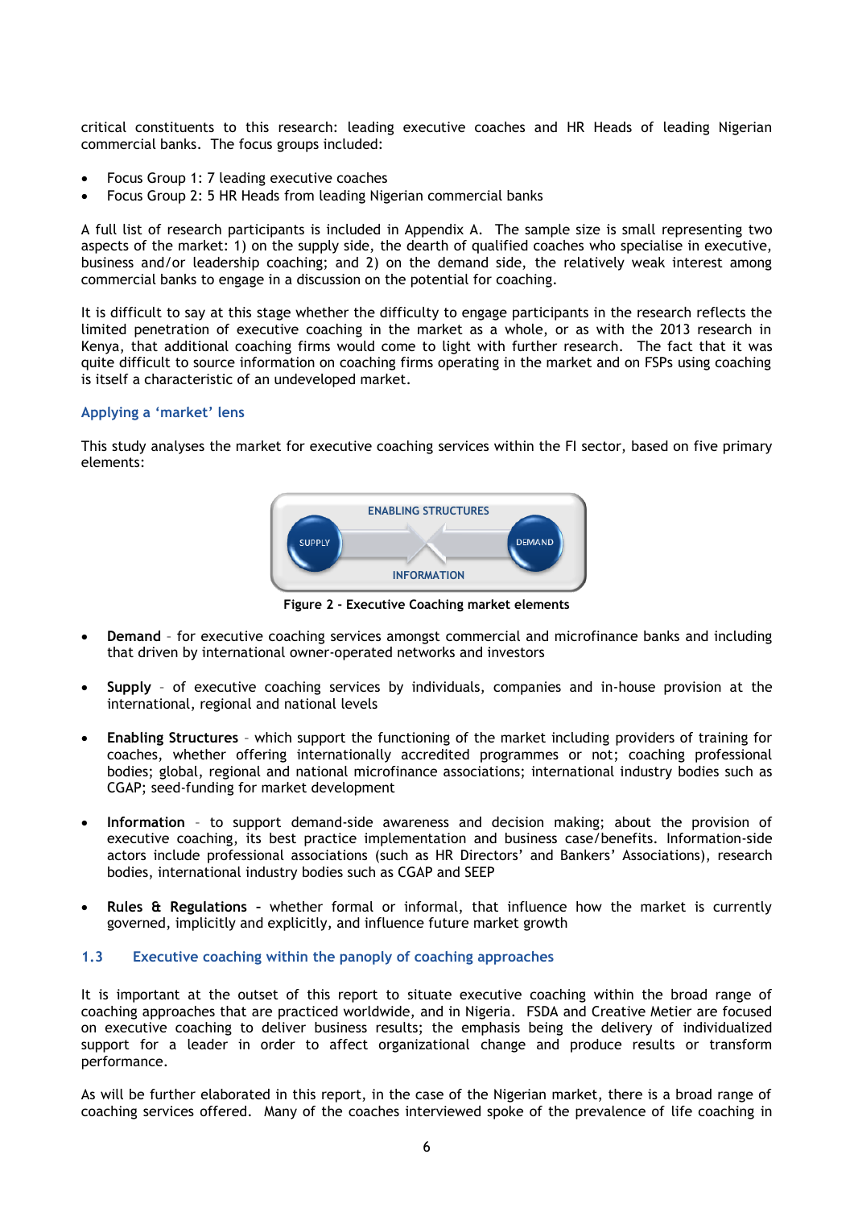critical constituents to this research: leading executive coaches and HR Heads of leading Nigerian commercial banks. The focus groups included:

- Focus Group 1: 7 leading executive coaches
- Focus Group 2: 5 HR Heads from leading Nigerian commercial banks

A full list of research participants is included in Appendix A. The sample size is small representing two aspects of the market: 1) on the supply side, the dearth of qualified coaches who specialise in executive, business and/or leadership coaching; and 2) on the demand side, the relatively weak interest among commercial banks to engage in a discussion on the potential for coaching.

It is difficult to say at this stage whether the difficulty to engage participants in the research reflects the limited penetration of executive coaching in the market as a whole, or as with the 2013 research in Kenya, that additional coaching firms would come to light with further research. The fact that it was quite difficult to source information on coaching firms operating in the market and on FSPs using coaching is itself a characteristic of an undeveloped market.

### Applying a 'market' lens

This study analyses the market for executive coaching services within the FI sector, based on five primary elements:

ENABLING STRUCTURES

SUPPLY DEMAND

INFORMATION

**Figure 2 - Executive Coaching market elements**

- **Demand** – for executive coaching services amongst commercial and microfinance banks and including that driven by international owner-operated networks and investors

- **Supply** – of executive coaching services by individuals, companies and in-house provision at the international, regional and national levels

- **Enabling Structures** – which support the functioning of the market including providers of training for coaches, whether offering internationally accredited programmes or not; coaching professional bodies; global, regional and national microfinance associations; international industry bodies such as CGAP; seed-funding for market development

- **Information** – to support demand-side awareness and decision making; about the provision of executive coaching, its best practice implementation and business case/benefits. Information-side actors include professional associations (such as HR Directors' and Bankers' Associations), research bodies, international industry bodies such as CGAP and SEEP

- **Rules & Regulations** - whether formal or informal, that influence how the market is currently governed, implicitly and explicitly, and influence future market growth

## 1.3 Executive coaching within the panoply of coaching approaches

It is important at the outset of this report to situate executive coaching within the broad range of coaching approaches that are practiced worldwide, and in Nigeria. FSDA and Creative Metier are focused on executive coaching to deliver business results; the emphasis being the delivery of individualized support for a leader in order to affect organizational change and produce results or transform performance.

As will be further elaborated in this report, in the case of the Nigerian market, there is a broad range of coaching services offered. Many of the coaches interviewed spoke of the prevalence of life coaching in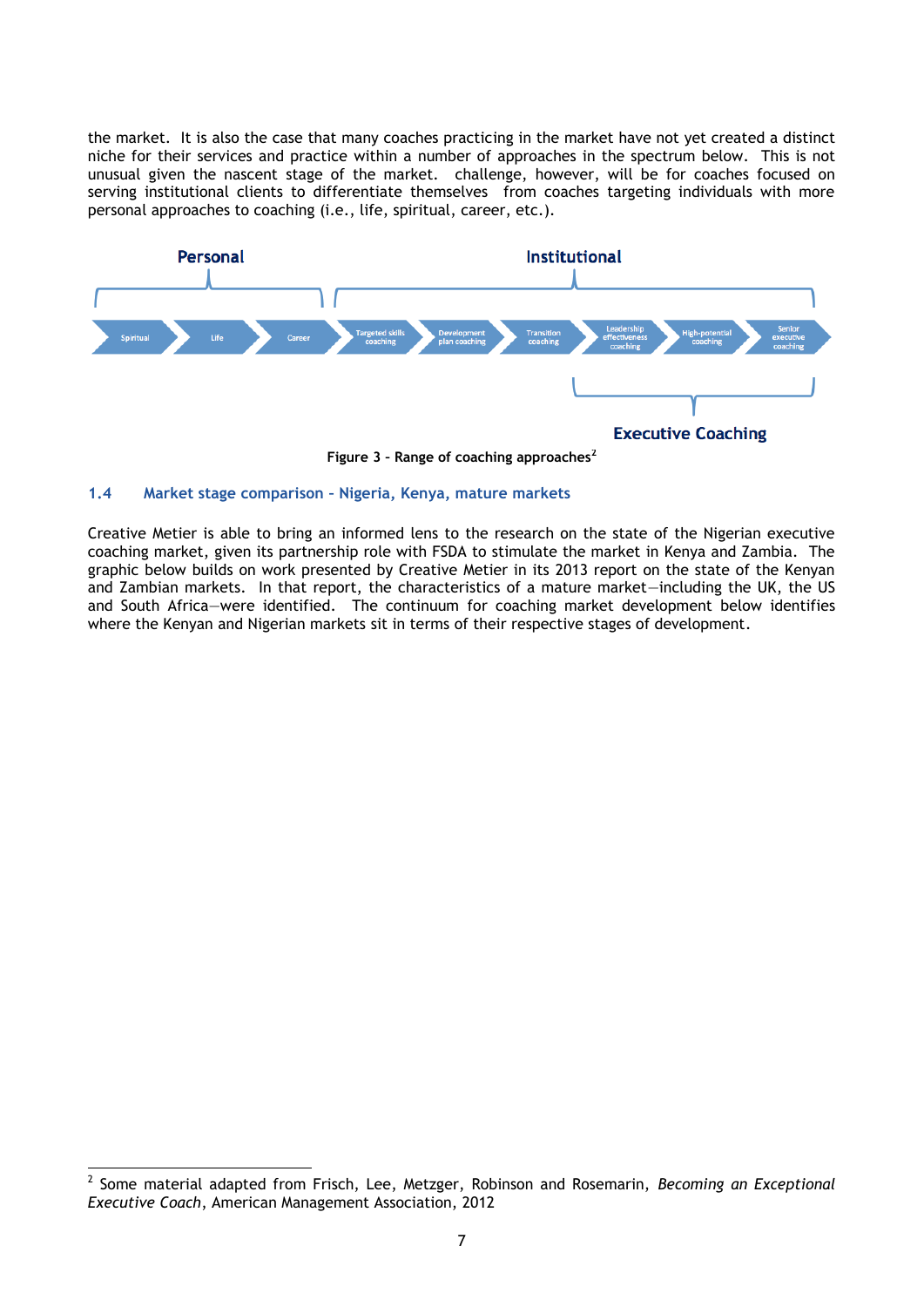the market. It is also the case that many coaches practicing in the market have not yet created a distinct niche for their services and practice within a number of approaches in the spectrum below. This is not unusual given the nascent stage of the market. challenge, however, will be for coaches focused on serving institutional clients to differentiate themselves from coaches targeting individuals with more personal approaches to coaching (i.e., life, spiritual, career, etc.).

Personal | Institutional

Spiritual → Life → Career → Targeted skills coaching → Development plan coaching → Transition coaching → Leadership effectiveness coaching → High-potential coaching → Senior executive coaching

Executive Coaching

**Figure 3 – Range of coaching approaches[2]**

## 1.4 Market stage comparison – Nigeria, Kenya, mature markets

Creative Metier is able to bring an informed lens to the research on the state of the Nigerian executive coaching market, given its partnership role with FSDA to stimulate the market in Kenya and Zambia. The graphic below builds on work presented by Creative Metier in its 2013 report on the state of the Kenyan and Zambian markets. In that report, the characteristics of a mature market—including the UK, the US and South Africa—were identified. The continuum for coaching market development below identifies where the Kenyan and Nigerian markets sit in terms of their respective stages of development.

[2] Some material adapted from Frisch, Lee, Metzger, Robinson and Rosemarin, *Becoming an Exceptional Executive Coach*, American Management Association, 2012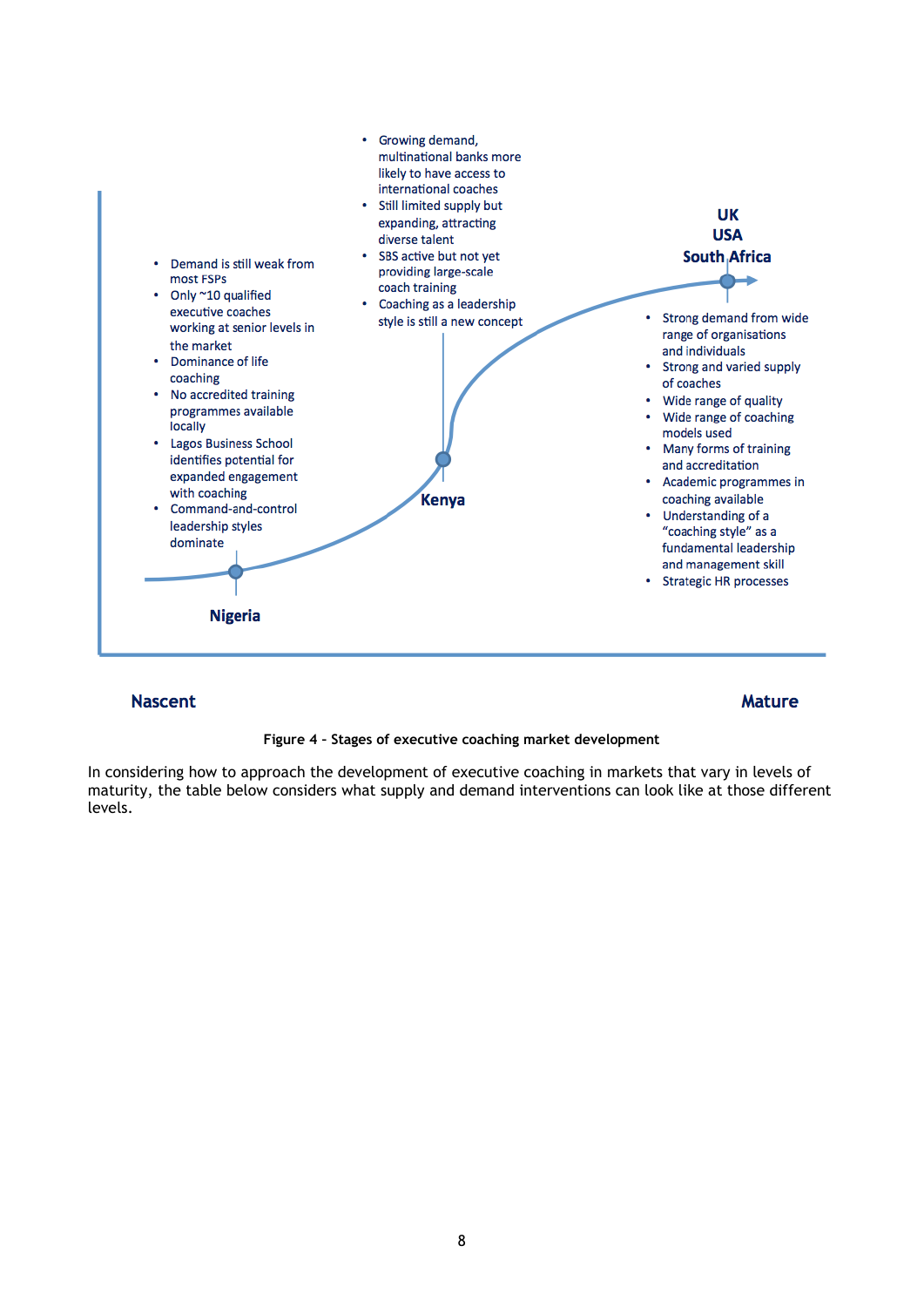Nigeria

- Demand is still weak from most FSPs
- Only ~10 qualified executive coaches working at senior levels in the market
- Dominance of life coaching
- No accredited training programmes available locally
- Lagos Business School identifies potential for expanded engagement with coaching
- Command-and-control leadership styles dominate

Kenya

- Growing demand, multinational banks more likely to have access to international coaches
- Still limited supply but expanding, attracting diverse talent
- SBS active but not yet providing large-scale coach training
- Coaching as a leadership style is still a new concept

UK
USA
South Africa

- Strong demand from wide range of organisations and individuals
- Strong and varied supply of coaches
- Wide range of quality
- Wide range of coaching models used
- Many forms of training and accreditation
- Academic programmes in coaching available
- Understanding of a "coaching style" as a fundamental leadership and management skill
- Strategic HR processes

Nascent — Mature

**Figure 4 - Stages of executive coaching market development**

In considering how to approach the development of executive coaching in markets that vary in levels of maturity, the table below considers what supply and demand interventions can look like at those different levels.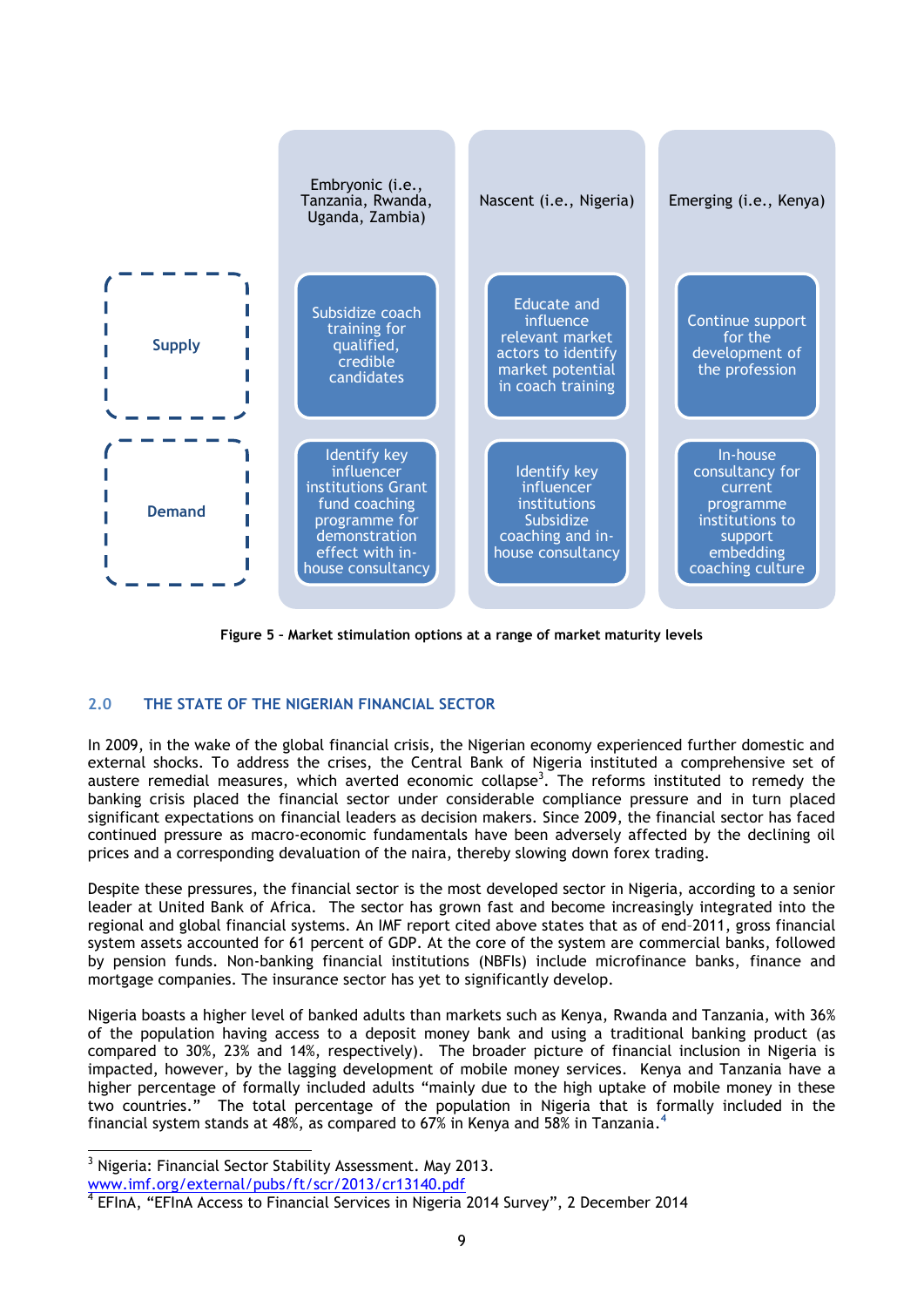| | Embryonic (i.e., Tanzania, Rwanda, Uganda, Zambia) | Nascent (i.e., Nigeria) | Emerging (i.e., Kenya) |
|---|---|---|---|
| **Supply** | Subsidize coach training for qualified, credible candidates | Educate and influence relevant market actors to identify market potential in coach training | Continue support for the development of the profession |
| **Demand** | Identify key influencer institutions Grant fund coaching programme for demonstration effect with in-house consultancy | Identify key influencer institutions Subsidize coaching and in-house consultancy | In-house consultancy for current programme institutions to support embedding coaching culture |

**Figure 5 – Market stimulation options at a range of market maturity levels**

## 2.0 THE STATE OF THE NIGERIAN FINANCIAL SECTOR

In 2009, in the wake of the global financial crisis, the Nigerian economy experienced further domestic and external shocks. To address the crises, the Central Bank of Nigeria instituted a comprehensive set of austere remedial measures, which averted economic collapse[3]. The reforms instituted to remedy the banking crisis placed the financial sector under considerable compliance pressure and in turn placed significant expectations on financial leaders as decision makers. Since 2009, the financial sector has faced continued pressure as macro-economic fundamentals have been adversely affected by the declining oil prices and a corresponding devaluation of the naira, thereby slowing down forex trading.

Despite these pressures, the financial sector is the most developed sector in Nigeria, according to a senior leader at United Bank of Africa. The sector has grown fast and become increasingly integrated into the regional and global financial systems. An IMF report cited above states that as of end–2011, gross financial system assets accounted for 61 percent of GDP. At the core of the system are commercial banks, followed by pension funds. Non-banking financial institutions (NBFIs) include microfinance banks, finance and mortgage companies. The insurance sector has yet to significantly develop.

Nigeria boasts a higher level of banked adults than markets such as Kenya, Rwanda and Tanzania, with 36% of the population having access to a deposit money bank and using a traditional banking product (as compared to 30%, 23% and 14%, respectively). The broader picture of financial inclusion in Nigeria is impacted, however, by the lagging development of mobile money services. Kenya and Tanzania have a higher percentage of formally included adults "mainly due to the high uptake of mobile money in these two countries." The total percentage of the population in Nigeria that is formally included in the financial system stands at 48%, as compared to 67% in Kenya and 58% in Tanzania.[4]

---

[3] Nigeria: Financial Sector Stability Assessment. May 2013. www.imf.org/external/pubs/ft/scr/2013/cr13140.pdf

[4] EFInA, "EFInA Access to Financial Services in Nigeria 2014 Survey", 2 December 2014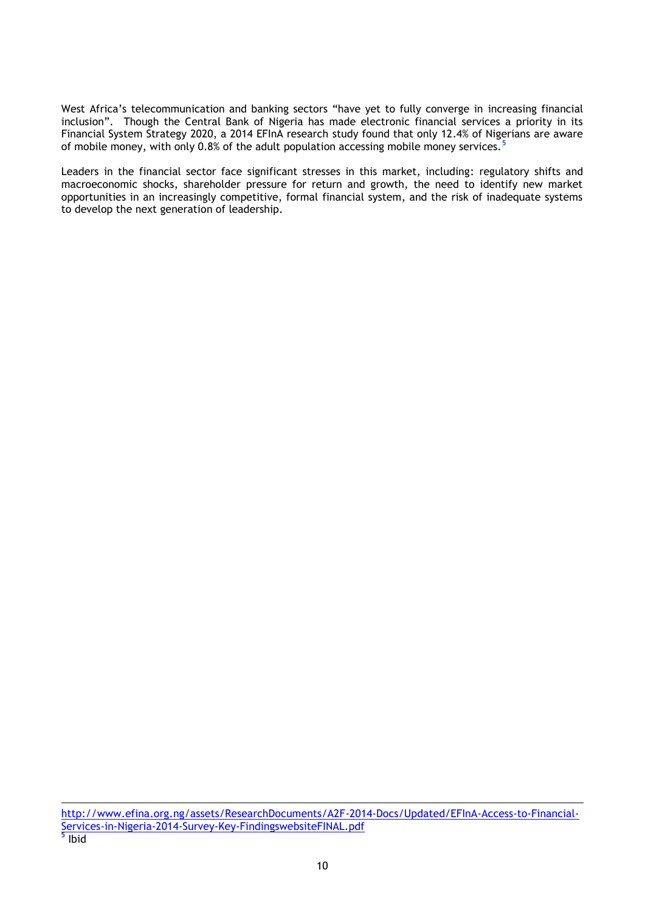West Africa's telecommunication and banking sectors "have yet to fully converge in increasing financial inclusion". Though the Central Bank of Nigeria has made electronic financial services a priority in its Financial System Strategy 2020, a 2014 EFInA research study found that only 12.4% of Nigerians are aware of mobile money, with only 0.8% of the adult population accessing mobile money services.[5]

Leaders in the financial sector face significant stresses in this market, including: regulatory shifts and macroeconomic shocks, shareholder pressure for return and growth, the need to identify new market opportunities in an increasingly competitive, formal financial system, and the risk of inadequate systems to develop the next generation of leadership.

---

http://www.efina.org.ng/assets/ResearchDocuments/A2F-2014-Docs/Updated/EFInA-Access-to-Financial-Services-in-Nigeria-2014-Survey-Key-FindingswebsiteFINAL.pdf

[5] Ibid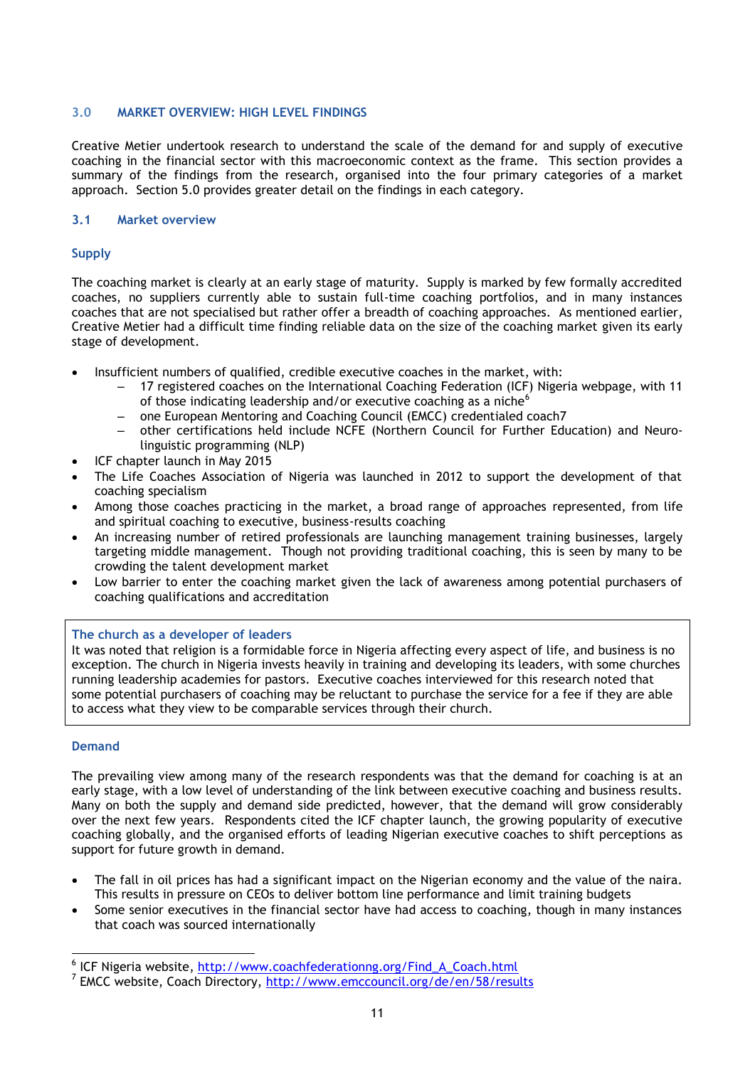## 3.0 MARKET OVERVIEW: HIGH LEVEL FINDINGS

Creative Metier undertook research to understand the scale of the demand for and supply of executive coaching in the financial sector with this macroeconomic context as the frame. This section provides a summary of the findings from the research, organised into the four primary categories of a market approach. Section 5.0 provides greater detail on the findings in each category.

### 3.1 Market overview

#### Supply

The coaching market is clearly at an early stage of maturity. Supply is marked by few formally accredited coaches, no suppliers currently able to sustain full-time coaching portfolios, and in many instances coaches that are not specialised but rather offer a breadth of coaching approaches. As mentioned earlier, Creative Metier had a difficult time finding reliable data on the size of the coaching market given its early stage of development.

- Insufficient numbers of qualified, credible executive coaches in the market, with:
  - 17 registered coaches on the International Coaching Federation (ICF) Nigeria webpage, with 11 of those indicating leadership and/or executive coaching as a niche[6]
  - one European Mentoring and Coaching Council (EMCC) credentialed coach7
  - other certifications held include NCFE (Northern Council for Further Education) and Neuro-linguistic programming (NLP)
- ICF chapter launch in May 2015
- The Life Coaches Association of Nigeria was launched in 2012 to support the development of that coaching specialism
- Among those coaches practicing in the market, a broad range of approaches represented, from life and spiritual coaching to executive, business-results coaching
- An increasing number of retired professionals are launching management training businesses, largely targeting middle management. Though not providing traditional coaching, this is seen by many to be crowding the talent development market
- Low barrier to enter the coaching market given the lack of awareness among potential purchasers of coaching qualifications and accreditation

> **The church as a developer of leaders**
> It was noted that religion is a formidable force in Nigeria affecting every aspect of life, and business is no exception. The church in Nigeria invests heavily in training and developing its leaders, with some churches running leadership academies for pastors. Executive coaches interviewed for this research noted that some potential purchasers of coaching may be reluctant to purchase the service for a fee if they are able to access what they view to be comparable services through their church.

#### Demand

The prevailing view among many of the research respondents was that the demand for coaching is at an early stage, with a low level of understanding of the link between executive coaching and business results. Many on both the supply and demand side predicted, however, that the demand will grow considerably over the next few years. Respondents cited the ICF chapter launch, the growing popularity of executive coaching globally, and the organised efforts of leading Nigerian executive coaches to shift perceptions as support for future growth in demand.

- The fall in oil prices has had a significant impact on the Nigerian economy and the value of the naira. This results in pressure on CEOs to deliver bottom line performance and limit training budgets
- Some senior executives in the financial sector have had access to coaching, though in many instances that coach was sourced internationally

---

[6] ICF Nigeria website, http://www.coachfederationng.org/Find_A_Coach.html

[7] EMCC website, Coach Directory, http://www.emccouncil.org/de/en/58/results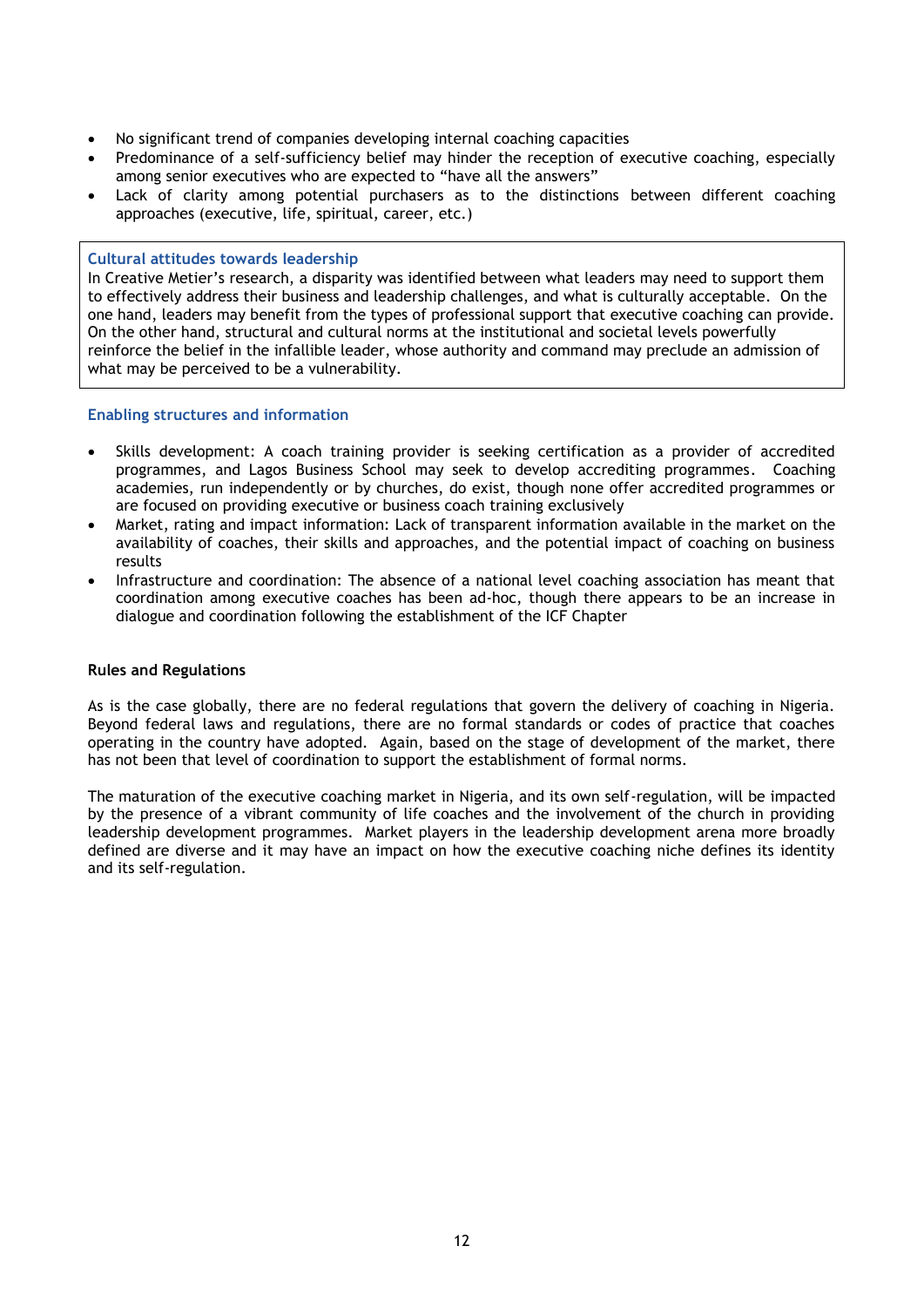- No significant trend of companies developing internal coaching capacities
- Predominance of a self-sufficiency belief may hinder the reception of executive coaching, especially among senior executives who are expected to "have all the answers"
- Lack of clarity among potential purchasers as to the distinctions between different coaching approaches (executive, life, spiritual, career, etc.)

> **Cultural attitudes towards leadership**
>
> In Creative Metier's research, a disparity was identified between what leaders may need to support them to effectively address their business and leadership challenges, and what is culturally acceptable. On the one hand, leaders may benefit from the types of professional support that executive coaching can provide. On the other hand, structural and cultural norms at the institutional and societal levels powerfully reinforce the belief in the infallible leader, whose authority and command may preclude an admission of what may be perceived to be a vulnerability.

### Enabling structures and information

- Skills development: A coach training provider is seeking certification as a provider of accredited programmes, and Lagos Business School may seek to develop accrediting programmes. Coaching academies, run independently or by churches, do exist, though none offer accredited programmes or are focused on providing executive or business coach training exclusively
- Market, rating and impact information: Lack of transparent information available in the market on the availability of coaches, their skills and approaches, and the potential impact of coaching on business results
- Infrastructure and coordination: The absence of a national level coaching association has meant that coordination among executive coaches has been ad-hoc, though there appears to be an increase in dialogue and coordination following the establishment of the ICF Chapter

### Rules and Regulations

As is the case globally, there are no federal regulations that govern the delivery of coaching in Nigeria. Beyond federal laws and regulations, there are no formal standards or codes of practice that coaches operating in the country have adopted. Again, based on the stage of development of the market, there has not been that level of coordination to support the establishment of formal norms.

The maturation of the executive coaching market in Nigeria, and its own self-regulation, will be impacted by the presence of a vibrant community of life coaches and the involvement of the church in providing leadership development programmes. Market players in the leadership development arena more broadly defined are diverse and it may have an impact on how the executive coaching niche defines its identity and its self-regulation.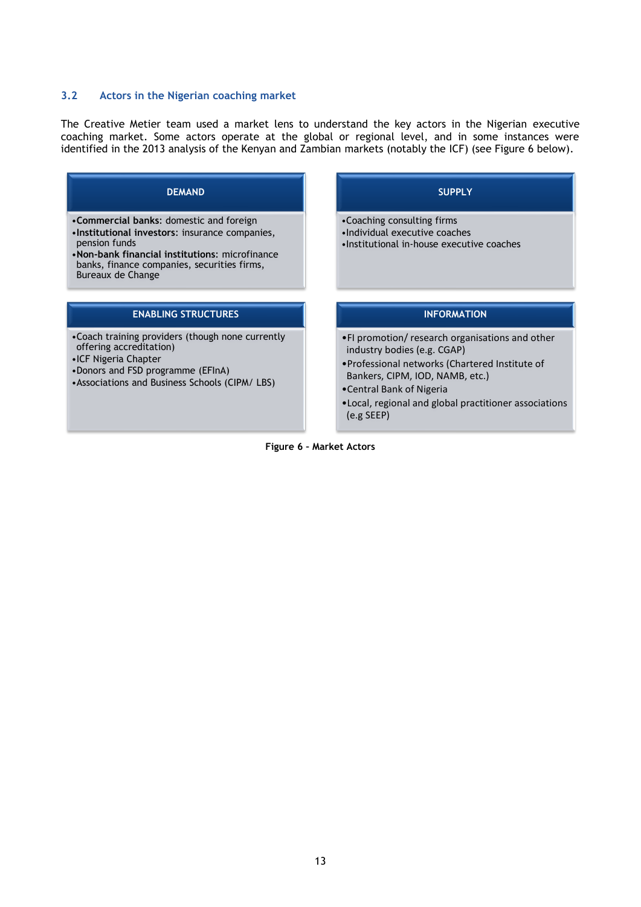## 3.2 Actors in the Nigerian coaching market

The Creative Metier team used a market lens to understand the key actors in the Nigerian executive coaching market. Some actors operate at the global or regional level, and in some instances were identified in the 2013 analysis of the Kenyan and Zambian markets (notably the ICF) (see Figure 6 below).

| DEMAND | SUPPLY |
| --- | --- |
| •**Commercial banks**: domestic and foreign<br>•**Institutional investors**: insurance companies, pension funds<br>•**Non-bank financial institutions**: microfinance banks, finance companies, securities firms, Bureaux de Change | •Coaching consulting firms<br>•Individual executive coaches<br>•Institutional in-house executive coaches |
| **ENABLING STRUCTURES** | **INFORMATION** |
| •Coach training providers (though none currently offering accreditation)<br>•ICF Nigeria Chapter<br>•Donors and FSD programme (EFInA)<br>•Associations and Business Schools (CIPM/ LBS) | •FI promotion/ research organisations and other industry bodies (e.g. CGAP)<br>•Professional networks (Chartered Institute of Bankers, CIPM, IOD, NAMB, etc.)<br>•Central Bank of Nigeria<br>•Local, regional and global practitioner associations (e.g SEEP) |

**Figure 6 – Market Actors**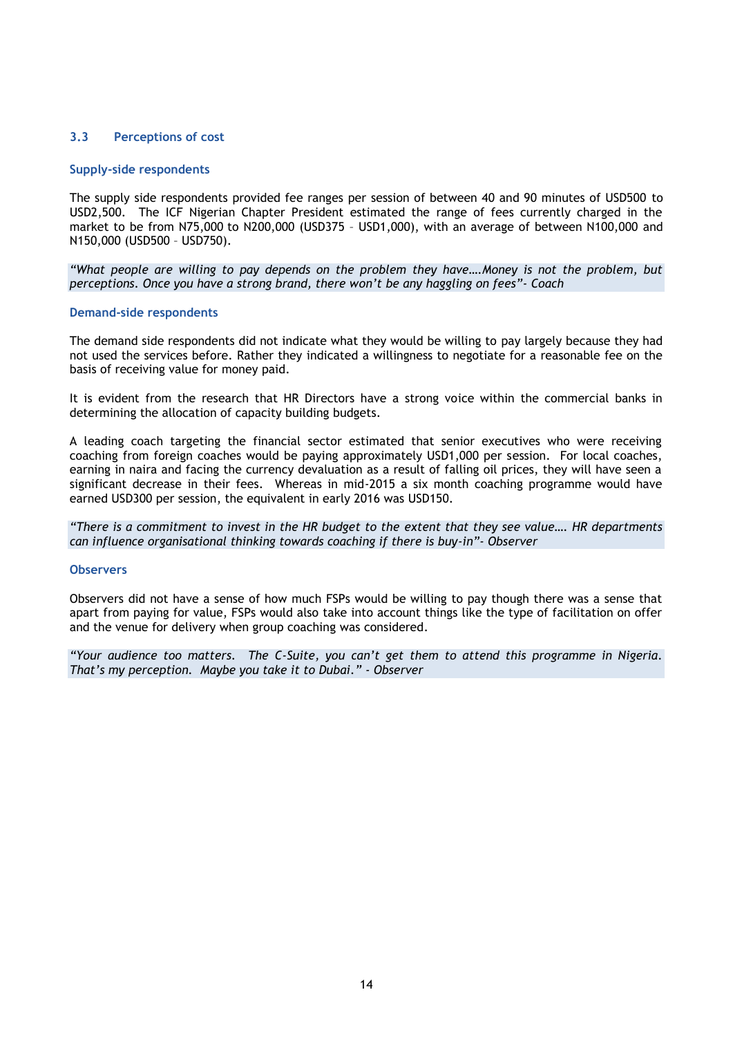### 3.3 Perceptions of cost

#### Supply-side respondents

The supply side respondents provided fee ranges per session of between 40 and 90 minutes of USD500 to USD2,500. The ICF Nigerian Chapter President estimated the range of fees currently charged in the market to be from N75,000 to N200,000 (USD375 – USD1,000), with an average of between N100,000 and N150,000 (USD500 – USD750).

> *"What people are willing to pay depends on the problem they have….Money is not the problem, but perceptions. Once you have a strong brand, there won't be any haggling on fees"- Coach*

#### Demand-side respondents

The demand side respondents did not indicate what they would be willing to pay largely because they had not used the services before. Rather they indicated a willingness to negotiate for a reasonable fee on the basis of receiving value for money paid.

It is evident from the research that HR Directors have a strong voice within the commercial banks in determining the allocation of capacity building budgets.

A leading coach targeting the financial sector estimated that senior executives who were receiving coaching from foreign coaches would be paying approximately USD1,000 per session. For local coaches, earning in naira and facing the currency devaluation as a result of falling oil prices, they will have seen a significant decrease in their fees. Whereas in mid-2015 a six month coaching programme would have earned USD300 per session, the equivalent in early 2016 was USD150.

> *"There is a commitment to invest in the HR budget to the extent that they see value…. HR departments can influence organisational thinking towards coaching if there is buy-in"- Observer*

#### Observers

Observers did not have a sense of how much FSPs would be willing to pay though there was a sense that apart from paying for value, FSPs would also take into account things like the type of facilitation on offer and the venue for delivery when group coaching was considered.

> *"Your audience too matters. The C-Suite, you can't get them to attend this programme in Nigeria. That's my perception. Maybe you take it to Dubai." - Observer*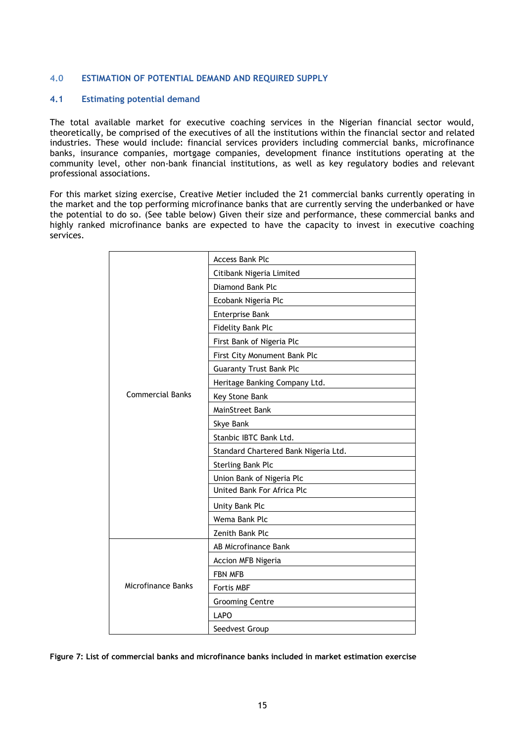## 4.0 ESTIMATION OF POTENTIAL DEMAND AND REQUIRED SUPPLY

### 4.1 Estimating potential demand

The total available market for executive coaching services in the Nigerian financial sector would, theoretically, be comprised of the executives of all the institutions within the financial sector and related industries. These would include: financial services providers including commercial banks, microfinance banks, insurance companies, mortgage companies, development finance institutions operating at the community level, other non-bank financial institutions, as well as key regulatory bodies and relevant professional associations.

For this market sizing exercise, Creative Metier included the 21 commercial banks currently operating in the market and the top performing microfinance banks that are currently serving the underbanked or have the potential to do so. (See table below) Given their size and performance, these commercial banks and highly ranked microfinance banks are expected to have the capacity to invest in executive coaching services.

| | |
|---|---|
| Commercial Banks | Access Bank Plc |
| | Citibank Nigeria Limited |
| | Diamond Bank Plc |
| | Ecobank Nigeria Plc |
| | Enterprise Bank |
| | Fidelity Bank Plc |
| | First Bank of Nigeria Plc |
| | First City Monument Bank Plc |
| | Guaranty Trust Bank Plc |
| | Heritage Banking Company Ltd. |
| | Key Stone Bank |
| | MainStreet Bank |
| | Skye Bank |
| | Stanbic IBTC Bank Ltd. |
| | Standard Chartered Bank Nigeria Ltd. |
| | Sterling Bank Plc |
| | Union Bank of Nigeria Plc |
| | United Bank For Africa Plc |
| | Unity Bank Plc |
| | Wema Bank Plc |
| | Zenith Bank Plc |
| Microfinance Banks | AB Microfinance Bank |
| | Accion MFB Nigeria |
| | FBN MFB |
| | Fortis MBF |
| | Grooming Centre |
| | LAPO |
| | Seedvest Group |

**Figure 7: List of commercial banks and microfinance banks included in market estimation exercise**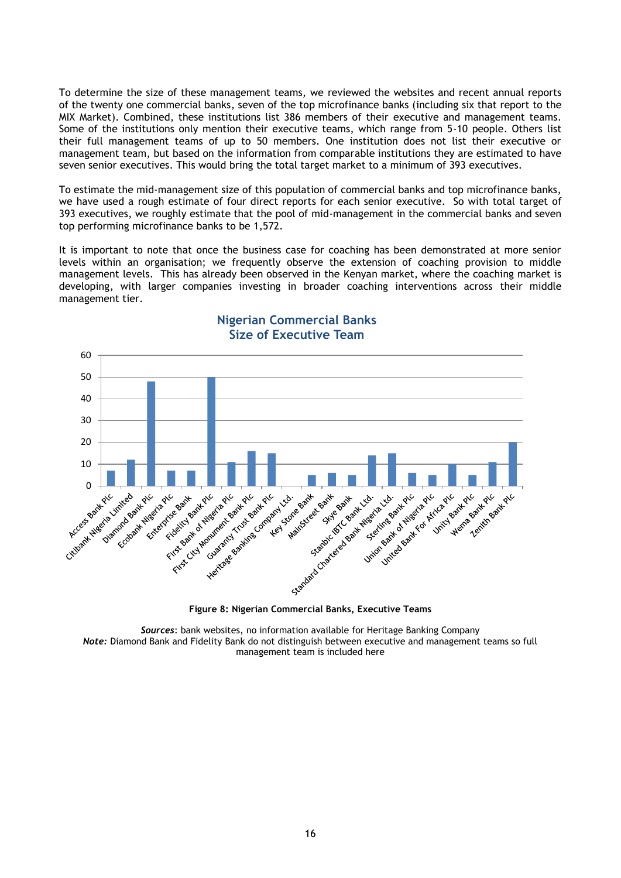To determine the size of these management teams, we reviewed the websites and recent annual reports of the twenty one commercial banks, seven of the top microfinance banks (including six that report to the MIX Market). Combined, these institutions list 386 members of their executive and management teams. Some of the institutions only mention their executive teams, which range from 5-10 people. Others list their full management teams of up to 50 members. One institution does not list their executive or management team, but based on the information from comparable institutions they are estimated to have seven senior executives. This would bring the total target market to a minimum of 393 executives.

To estimate the mid-management size of this population of commercial banks and top microfinance banks, we have used a rough estimate of four direct reports for each senior executive. So with total target of 393 executives, we roughly estimate that the pool of mid-management in the commercial banks and seven top performing microfinance banks to be 1,572.

It is important to note that once the business case for coaching has been demonstrated at more senior levels within an organisation; we frequently observe the extension of coaching provision to middle management levels. This has already been observed in the Kenyan market, where the coaching market is developing, with larger companies investing in broader coaching interventions across their middle management tier.

**Nigerian Commercial Banks**
**Size of Executive Team**

| Bank | Size of Executive Team |
|---|---|
| Access Bank Plc | 7 |
| Citibank Nigeria Limited | 12 |
| Diamond Bank Plc | 48 |
| Ecobank Nigeria Plc | 7 |
| Enterprise Bank | 7 |
| Fidelity Bank Plc | 50 |
| First Bank of Nigeria Plc | 11 |
| First City Monument Bank Plc | 16 |
| Guaranty Trust Bank Plc | 15 |
| Heritage Banking Company Ltd. | 0 |
| Key Stone Bank | 5 |
| MainStreet Bank | 6 |
| Skye Bank | 5 |
| Stanbic IBTC Bank Ltd. | 14 |
| Standard Chartered Bank Nigeria Ltd. | 15 |
| Sterling Bank Plc | 6 |
| Union Bank of Nigeria Plc | 5 |
| United Bank For Africa Plc | 10 |
| Unity Bank Plc | 5 |
| Wema Bank Plc | 11 |
| Zenith Bank Plc | 20 |

**Figure 8: Nigerian Commercial Banks, Executive Teams**

***Sources***: bank websites, no information available for Heritage Banking Company
***Note:*** Diamond Bank and Fidelity Bank do not distinguish between executive and management teams so full management team is included here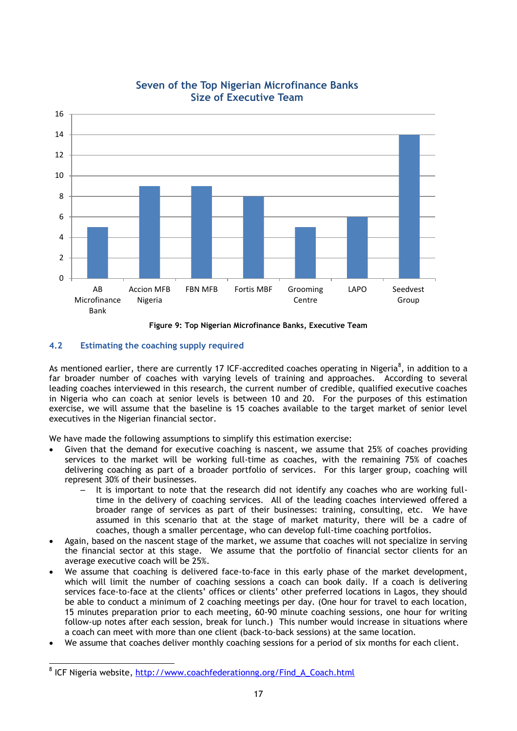**Seven of the Top Nigerian Microfinance Banks**
**Size of Executive Team**

| Bank | Size of Executive Team |
|---|---|
| AB Microfinance Bank | 5 |
| Accion MFB Nigeria | 9 |
| FBN MFB | 9 |
| Fortis MBF | 8 |
| Grooming Centre | 5 |
| LAPO | 6 |
| Seedvest Group | 14 |

**Figure 9: Top Nigerian Microfinance Banks, Executive Team**

### 4.2 Estimating the coaching supply required

As mentioned earlier, there are currently 17 ICF-accredited coaches operating in Nigeria[8], in addition to a far broader number of coaches with varying levels of training and approaches. According to several leading coaches interviewed in this research, the current number of credible, qualified executive coaches in Nigeria who can coach at senior levels is between 10 and 20. For the purposes of this estimation exercise, we will assume that the baseline is 15 coaches available to the target market of senior level executives in the Nigerian financial sector.

We have made the following assumptions to simplify this estimation exercise:

- Given that the demand for executive coaching is nascent, we assume that 25% of coaches providing services to the market will be working full-time as coaches, with the remaining 75% of coaches delivering coaching as part of a broader portfolio of services. For this larger group, coaching will represent 30% of their businesses.
  - It is important to note that the research did not identify any coaches who are working full-time in the delivery of coaching services. All of the leading coaches interviewed offered a broader range of services as part of their businesses: training, consulting, etc. We have assumed in this scenario that at the stage of market maturity, there will be a cadre of coaches, though a smaller percentage, who can develop full-time coaching portfolios.
- Again, based on the nascent stage of the market, we assume that coaches will not specialize in serving the financial sector at this stage. We assume that the portfolio of financial sector clients for an average executive coach will be 25%.
- We assume that coaching is delivered face-to-face in this early phase of the market development, which will limit the number of coaching sessions a coach can book daily. If a coach is delivering services face-to-face at the clients' offices or clients' other preferred locations in Lagos, they should be able to conduct a minimum of 2 coaching meetings per day. (One hour for travel to each location, 15 minutes preparation prior to each meeting, 60-90 minute coaching sessions, one hour for writing follow-up notes after each session, break for lunch.) This number would increase in situations where a coach can meet with more than one client (back-to-back sessions) at the same location.
- We assume that coaches deliver monthly coaching sessions for a period of six months for each client.

[8] ICF Nigeria website, http://www.coachfederationng.org/Find_A_Coach.html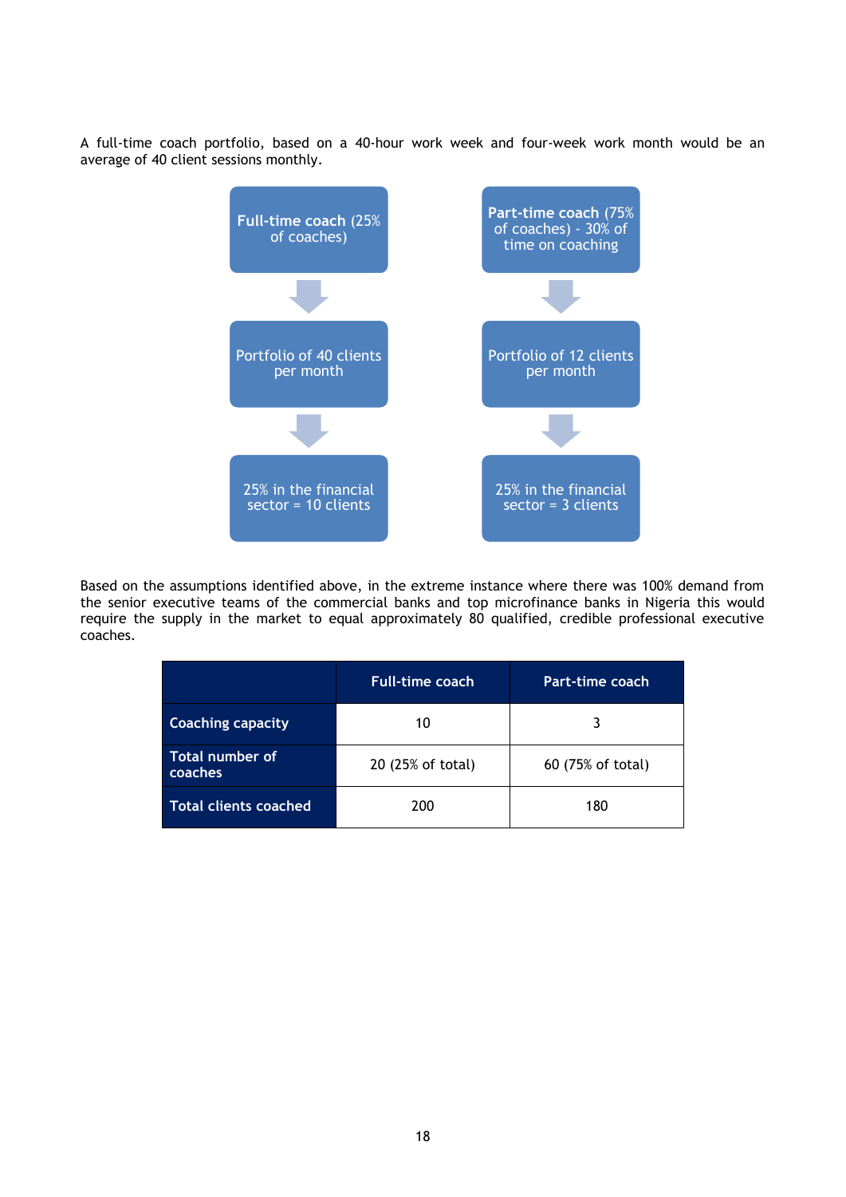A full-time coach portfolio, based on a 40-hour work week and four-week work month would be an average of 40 client sessions monthly.

**Full-time coach** (25% of coaches)

↓

Portfolio of 40 clients per month

↓

25% in the financial sector = 10 clients

**Part-time coach** (75% of coaches) - 30% of time on coaching

↓

Portfolio of 12 clients per month

↓

25% in the financial sector = 3 clients

Based on the assumptions identified above, in the extreme instance where there was 100% demand from the senior executive teams of the commercial banks and top microfinance banks in Nigeria this would require the supply in the market to equal approximately 80 qualified, credible professional executive coaches.

| | Full-time coach | Part-time coach |
|---|---|---|
| **Coaching capacity** | 10 | 3 |
| **Total number of coaches** | 20 (25% of total) | 60 (75% of total) |
| **Total clients coached** | 200 | 180 |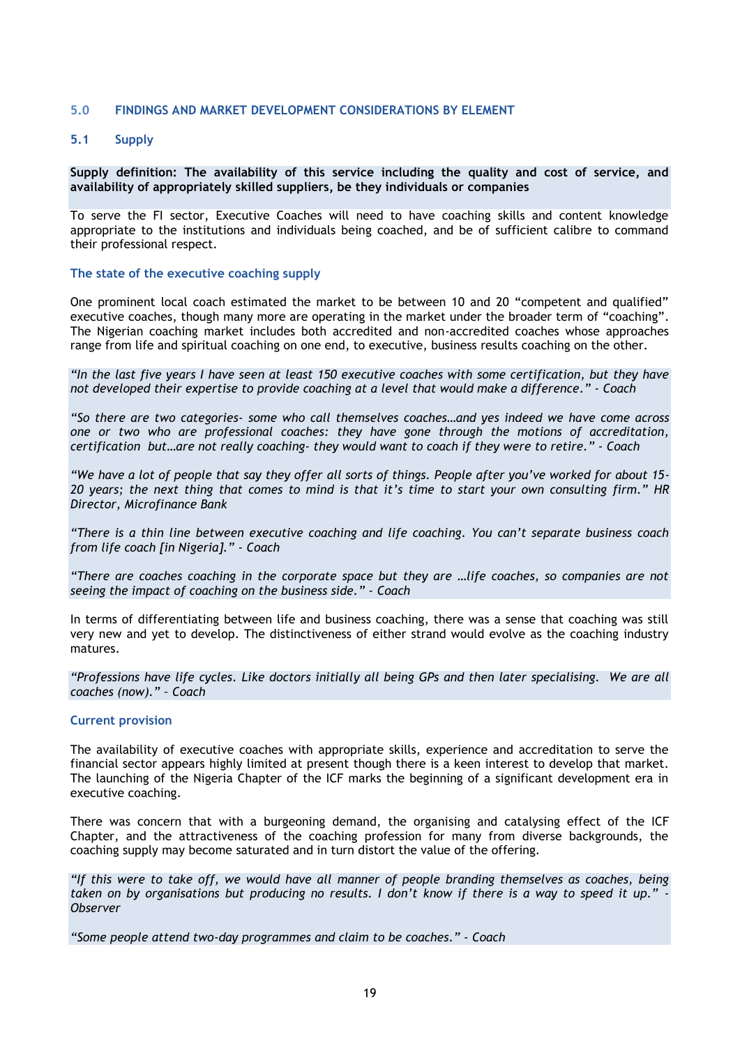## 5.0 FINDINGS AND MARKET DEVELOPMENT CONSIDERATIONS BY ELEMENT

### 5.1 Supply

**Supply definition: The availability of this service including the quality and cost of service, and availability of appropriately skilled suppliers, be they individuals or companies**

To serve the FI sector, Executive Coaches will need to have coaching skills and content knowledge appropriate to the institutions and individuals being coached, and be of sufficient calibre to command their professional respect.

#### The state of the executive coaching supply

One prominent local coach estimated the market to be between 10 and 20 "competent and qualified" executive coaches, though many more are operating in the market under the broader term of "coaching". The Nigerian coaching market includes both accredited and non-accredited coaches whose approaches range from life and spiritual coaching on one end, to executive, business results coaching on the other.

*"In the last five years I have seen at least 150 executive coaches with some certification, but they have not developed their expertise to provide coaching at a level that would make a difference." - Coach*

*"So there are two categories- some who call themselves coaches…and yes indeed we have come across one or two who are professional coaches: they have gone through the motions of accreditation, certification but…are not really coaching- they would want to coach if they were to retire." - Coach*

*"We have a lot of people that say they offer all sorts of things. People after you've worked for about 15-20 years; the next thing that comes to mind is that it's time to start your own consulting firm." HR Director, Microfinance Bank*

*"There is a thin line between executive coaching and life coaching. You can't separate business coach from life coach [in Nigeria]." - Coach*

*"There are coaches coaching in the corporate space but they are …life coaches, so companies are not seeing the impact of coaching on the business side." - Coach*

In terms of differentiating between life and business coaching, there was a sense that coaching was still very new and yet to develop. The distinctiveness of either strand would evolve as the coaching industry matures.

*"Professions have life cycles. Like doctors initially all being GPs and then later specialising. We are all coaches (now)." – Coach*

#### Current provision

The availability of executive coaches with appropriate skills, experience and accreditation to serve the financial sector appears highly limited at present though there is a keen interest to develop that market. The launching of the Nigeria Chapter of the ICF marks the beginning of a significant development era in executive coaching.

There was concern that with a burgeoning demand, the organising and catalysing effect of the ICF Chapter, and the attractiveness of the coaching profession for many from diverse backgrounds, the coaching supply may become saturated and in turn distort the value of the offering.

*"If this were to take off, we would have all manner of people branding themselves as coaches, being taken on by organisations but producing no results. I don't know if there is a way to speed it up." - Observer*

*"Some people attend two-day programmes and claim to be coaches." - Coach*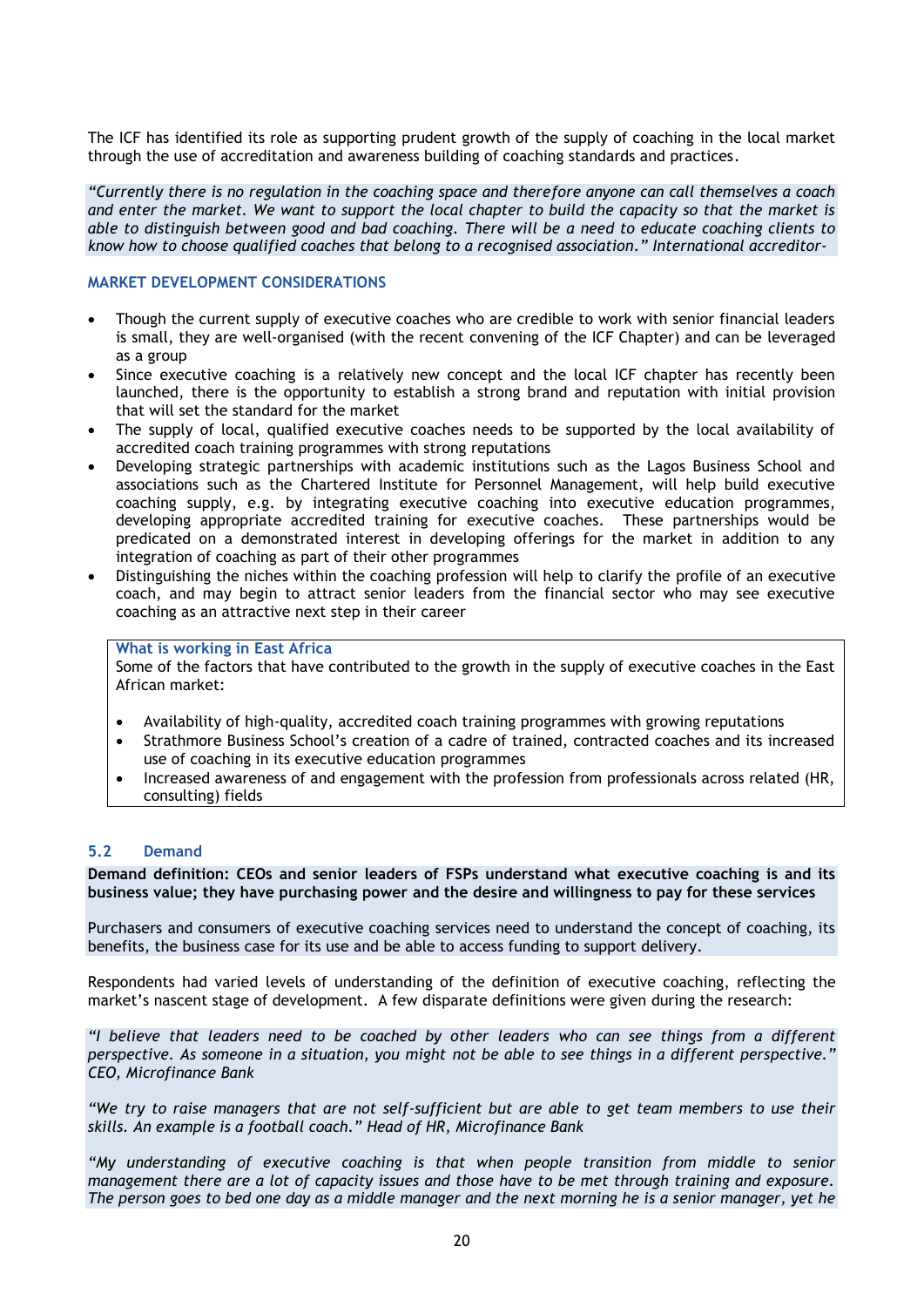The ICF has identified its role as supporting prudent growth of the supply of coaching in the local market through the use of accreditation and awareness building of coaching standards and practices.

*"Currently there is no regulation in the coaching space and therefore anyone can call themselves a coach and enter the market. We want to support the local chapter to build the capacity so that the market is able to distinguish between good and bad coaching. There will be a need to educate coaching clients to know how to choose qualified coaches that belong to a recognised association." International accreditor-*

#### MARKET DEVELOPMENT CONSIDERATIONS

- Though the current supply of executive coaches who are credible to work with senior financial leaders is small, they are well-organised (with the recent convening of the ICF Chapter) and can be leveraged as a group
- Since executive coaching is a relatively new concept and the local ICF chapter has recently been launched, there is the opportunity to establish a strong brand and reputation with initial provision that will set the standard for the market
- The supply of local, qualified executive coaches needs to be supported by the local availability of accredited coach training programmes with strong reputations
- Developing strategic partnerships with academic institutions such as the Lagos Business School and associations such as the Chartered Institute for Personnel Management, will help build executive coaching supply, e.g. by integrating executive coaching into executive education programmes, developing appropriate accredited training for executive coaches. These partnerships would be predicated on a demonstrated interest in developing offerings for the market in addition to any integration of coaching as part of their other programmes
- Distinguishing the niches within the coaching profession will help to clarify the profile of an executive coach, and may begin to attract senior leaders from the financial sector who may see executive coaching as an attractive next step in their career

> **What is working in East Africa**
>
> Some of the factors that have contributed to the growth in the supply of executive coaches in the East African market:
>
> - Availability of high-quality, accredited coach training programmes with growing reputations
> - Strathmore Business School's creation of a cadre of trained, contracted coaches and its increased use of coaching in its executive education programmes
> - Increased awareness of and engagement with the profession from professionals across related (HR, consulting) fields

### 5.2 Demand

**Demand definition: CEOs and senior leaders of FSPs understand what executive coaching is and its business value; they have purchasing power and the desire and willingness to pay for these services**

Purchasers and consumers of executive coaching services need to understand the concept of coaching, its benefits, the business case for its use and be able to access funding to support delivery.

Respondents had varied levels of understanding of the definition of executive coaching, reflecting the market's nascent stage of development. A few disparate definitions were given during the research:

*"I believe that leaders need to be coached by other leaders who can see things from a different perspective. As someone in a situation, you might not be able to see things in a different perspective." CEO, Microfinance Bank*

*"We try to raise managers that are not self-sufficient but are able to get team members to use their skills. An example is a football coach." Head of HR, Microfinance Bank*

*"My understanding of executive coaching is that when people transition from middle to senior management there are a lot of capacity issues and those have to be met through training and exposure. The person goes to bed one day as a middle manager and the next morning he is a senior manager, yet he*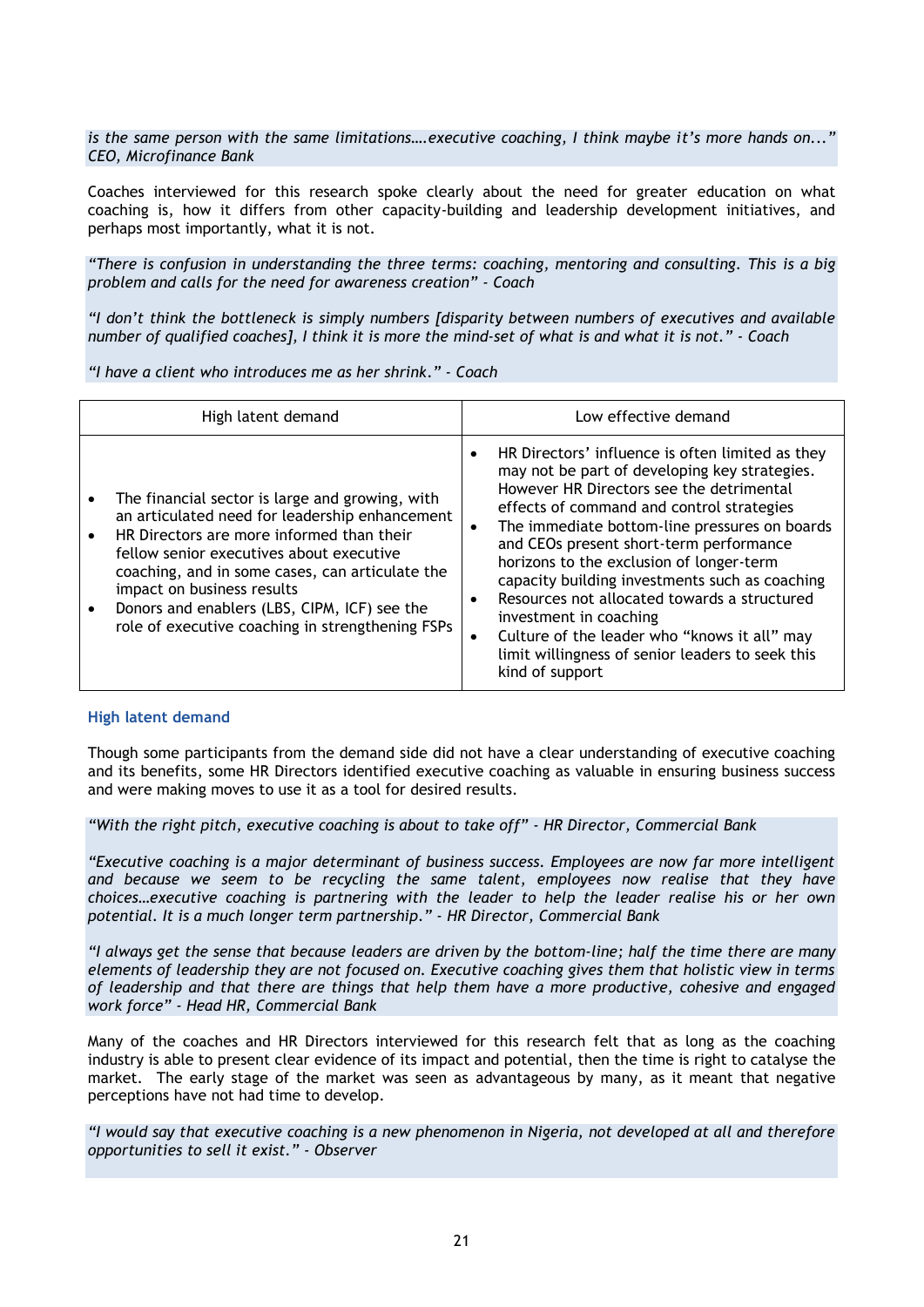*is the same person with the same limitations….executive coaching, I think maybe it's more hands on..." CEO, Microfinance Bank*

Coaches interviewed for this research spoke clearly about the need for greater education on what coaching is, how it differs from other capacity-building and leadership development initiatives, and perhaps most importantly, what it is not.

*"There is confusion in understanding the three terms: coaching, mentoring and consulting. This is a big problem and calls for the need for awareness creation" - Coach*

*"I don't think the bottleneck is simply numbers [disparity between numbers of executives and available number of qualified coaches], I think it is more the mind-set of what is and what it is not." - Coach*

*"I have a client who introduces me as her shrink." - Coach*

| High latent demand | Low effective demand |
| --- | --- |
| • The financial sector is large and growing, with an articulated need for leadership enhancement<br>• HR Directors are more informed than their fellow senior executives about executive coaching, and in some cases, can articulate the impact on business results<br>• Donors and enablers (LBS, CIPM, ICF) see the role of executive coaching in strengthening FSPs | • HR Directors' influence is often limited as they may not be part of developing key strategies. However HR Directors see the detrimental effects of command and control strategies<br>• The immediate bottom-line pressures on boards and CEOs present short-term performance horizons to the exclusion of longer-term capacity building investments such as coaching<br>• Resources not allocated towards a structured investment in coaching<br>• Culture of the leader who "knows it all" may limit willingness of senior leaders to seek this kind of support |

### High latent demand

Though some participants from the demand side did not have a clear understanding of executive coaching and its benefits, some HR Directors identified executive coaching as valuable in ensuring business success and were making moves to use it as a tool for desired results.

*"With the right pitch, executive coaching is about to take off" - HR Director, Commercial Bank*

*"Executive coaching is a major determinant of business success. Employees are now far more intelligent and because we seem to be recycling the same talent, employees now realise that they have choices…executive coaching is partnering with the leader to help the leader realise his or her own potential. It is a much longer term partnership." - HR Director, Commercial Bank*

*"I always get the sense that because leaders are driven by the bottom-line; half the time there are many elements of leadership they are not focused on. Executive coaching gives them that holistic view in terms of leadership and that there are things that help them have a more productive, cohesive and engaged work force" - Head HR, Commercial Bank*

Many of the coaches and HR Directors interviewed for this research felt that as long as the coaching industry is able to present clear evidence of its impact and potential, then the time is right to catalyse the market. The early stage of the market was seen as advantageous by many, as it meant that negative perceptions have not had time to develop.

*"I would say that executive coaching is a new phenomenon in Nigeria, not developed at all and therefore opportunities to sell it exist." - Observer*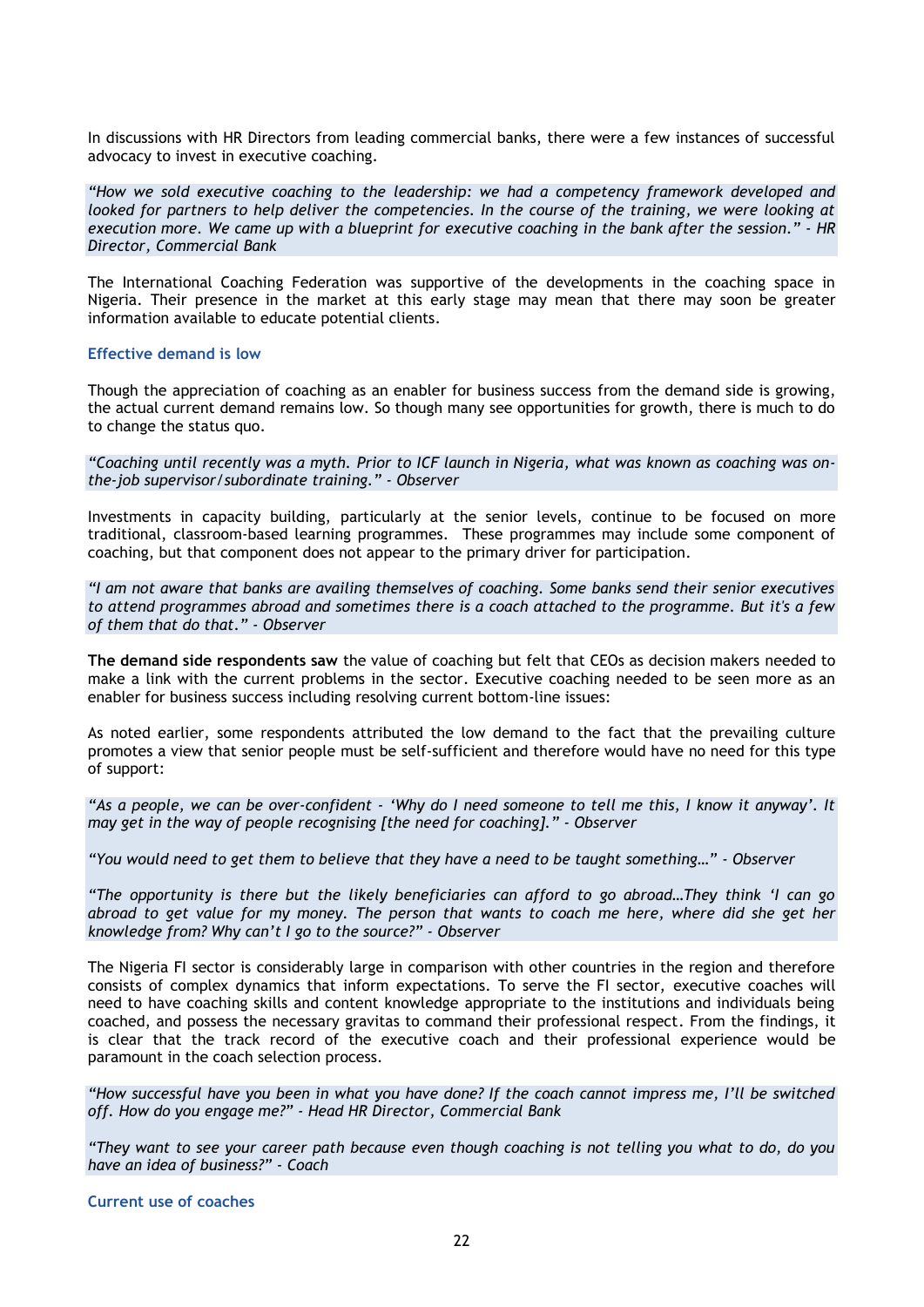In discussions with HR Directors from leading commercial banks, there were a few instances of successful advocacy to invest in executive coaching.

*"How we sold executive coaching to the leadership: we had a competency framework developed and looked for partners to help deliver the competencies. In the course of the training, we were looking at execution more. We came up with a blueprint for executive coaching in the bank after the session." - HR Director, Commercial Bank*

The International Coaching Federation was supportive of the developments in the coaching space in Nigeria. Their presence in the market at this early stage may mean that there may soon be greater information available to educate potential clients.

### Effective demand is low

Though the appreciation of coaching as an enabler for business success from the demand side is growing, the actual current demand remains low. So though many see opportunities for growth, there is much to do to change the status quo.

*"Coaching until recently was a myth. Prior to ICF launch in Nigeria, what was known as coaching was on-the-job supervisor/subordinate training." - Observer*

Investments in capacity building, particularly at the senior levels, continue to be focused on more traditional, classroom-based learning programmes. These programmes may include some component of coaching, but that component does not appear to the primary driver for participation.

*"I am not aware that banks are availing themselves of coaching. Some banks send their senior executives to attend programmes abroad and sometimes there is a coach attached to the programme. But it's a few of them that do that." - Observer*

**The demand side respondents saw** the value of coaching but felt that CEOs as decision makers needed to make a link with the current problems in the sector. Executive coaching needed to be seen more as an enabler for business success including resolving current bottom-line issues:

As noted earlier, some respondents attributed the low demand to the fact that the prevailing culture promotes a view that senior people must be self-sufficient and therefore would have no need for this type of support:

*"As a people, we can be over-confident - 'Why do I need someone to tell me this, I know it anyway'. It may get in the way of people recognising [the need for coaching]." - Observer*

*"You would need to get them to believe that they have a need to be taught something…" - Observer*

*"The opportunity is there but the likely beneficiaries can afford to go abroad…They think 'I can go abroad to get value for my money. The person that wants to coach me here, where did she get her knowledge from? Why can't I go to the source?" - Observer*

The Nigeria FI sector is considerably large in comparison with other countries in the region and therefore consists of complex dynamics that inform expectations. To serve the FI sector, executive coaches will need to have coaching skills and content knowledge appropriate to the institutions and individuals being coached, and possess the necessary gravitas to command their professional respect. From the findings, it is clear that the track record of the executive coach and their professional experience would be paramount in the coach selection process.

*"How successful have you been in what you have done? If the coach cannot impress me, I'll be switched off. How do you engage me?" - Head HR Director, Commercial Bank*

*"They want to see your career path because even though coaching is not telling you what to do, do you have an idea of business?" - Coach*

### Current use of coaches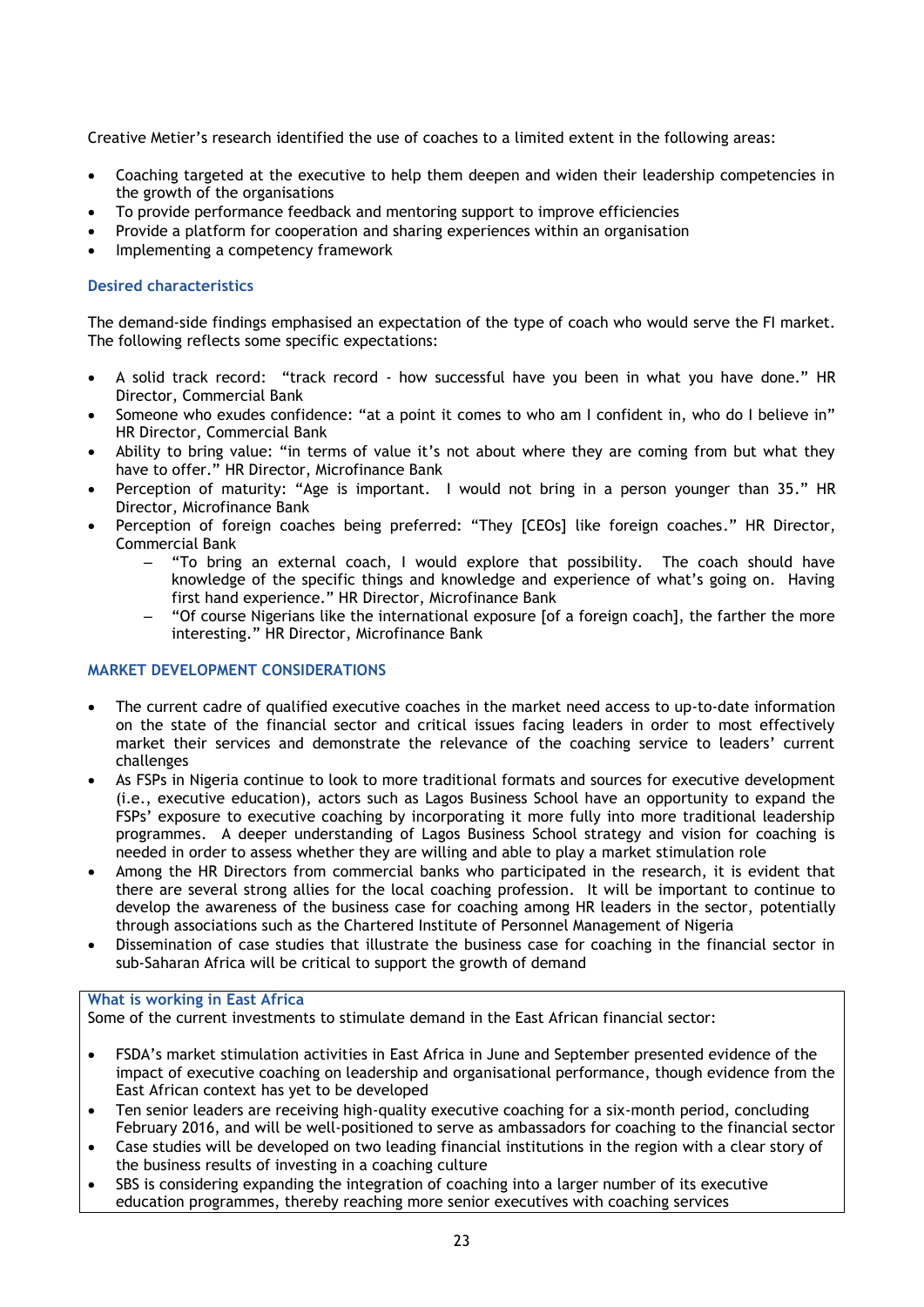Creative Metier's research identified the use of coaches to a limited extent in the following areas:

- Coaching targeted at the executive to help them deepen and widen their leadership competencies in the growth of the organisations
- To provide performance feedback and mentoring support to improve efficiencies
- Provide a platform for cooperation and sharing experiences within an organisation
- Implementing a competency framework

### Desired characteristics

The demand-side findings emphasised an expectation of the type of coach who would serve the FI market. The following reflects some specific expectations:

- A solid track record: "track record - how successful have you been in what you have done." HR Director, Commercial Bank
- Someone who exudes confidence: "at a point it comes to who am I confident in, who do I believe in" HR Director, Commercial Bank
- Ability to bring value: "in terms of value it's not about where they are coming from but what they have to offer." HR Director, Microfinance Bank
- Perception of maturity: "Age is important. I would not bring in a person younger than 35." HR Director, Microfinance Bank
- Perception of foreign coaches being preferred: "They [CEOs] like foreign coaches." HR Director, Commercial Bank
  - "To bring an external coach, I would explore that possibility. The coach should have knowledge of the specific things and knowledge and experience of what's going on. Having first hand experience." HR Director, Microfinance Bank
  - "Of course Nigerians like the international exposure [of a foreign coach], the farther the more interesting." HR Director, Microfinance Bank

### MARKET DEVELOPMENT CONSIDERATIONS

- The current cadre of qualified executive coaches in the market need access to up-to-date information on the state of the financial sector and critical issues facing leaders in order to most effectively market their services and demonstrate the relevance of the coaching service to leaders' current challenges
- As FSPs in Nigeria continue to look to more traditional formats and sources for executive development (i.e., executive education), actors such as Lagos Business School have an opportunity to expand the FSPs' exposure to executive coaching by incorporating it more fully into more traditional leadership programmes. A deeper understanding of Lagos Business School strategy and vision for coaching is needed in order to assess whether they are willing and able to play a market stimulation role
- Among the HR Directors from commercial banks who participated in the research, it is evident that there are several strong allies for the local coaching profession. It will be important to continue to develop the awareness of the business case for coaching among HR leaders in the sector, potentially through associations such as the Chartered Institute of Personnel Management of Nigeria
- Dissemination of case studies that illustrate the business case for coaching in the financial sector in sub-Saharan Africa will be critical to support the growth of demand

### What is working in East Africa

Some of the current investments to stimulate demand in the East African financial sector:

- FSDA's market stimulation activities in East Africa in June and September presented evidence of the impact of executive coaching on leadership and organisational performance, though evidence from the East African context has yet to be developed
- Ten senior leaders are receiving high-quality executive coaching for a six-month period, concluding February 2016, and will be well-positioned to serve as ambassadors for coaching to the financial sector
- Case studies will be developed on two leading financial institutions in the region with a clear story of the business results of investing in a coaching culture
- SBS is considering expanding the integration of coaching into a larger number of its executive education programmes, thereby reaching more senior executives with coaching services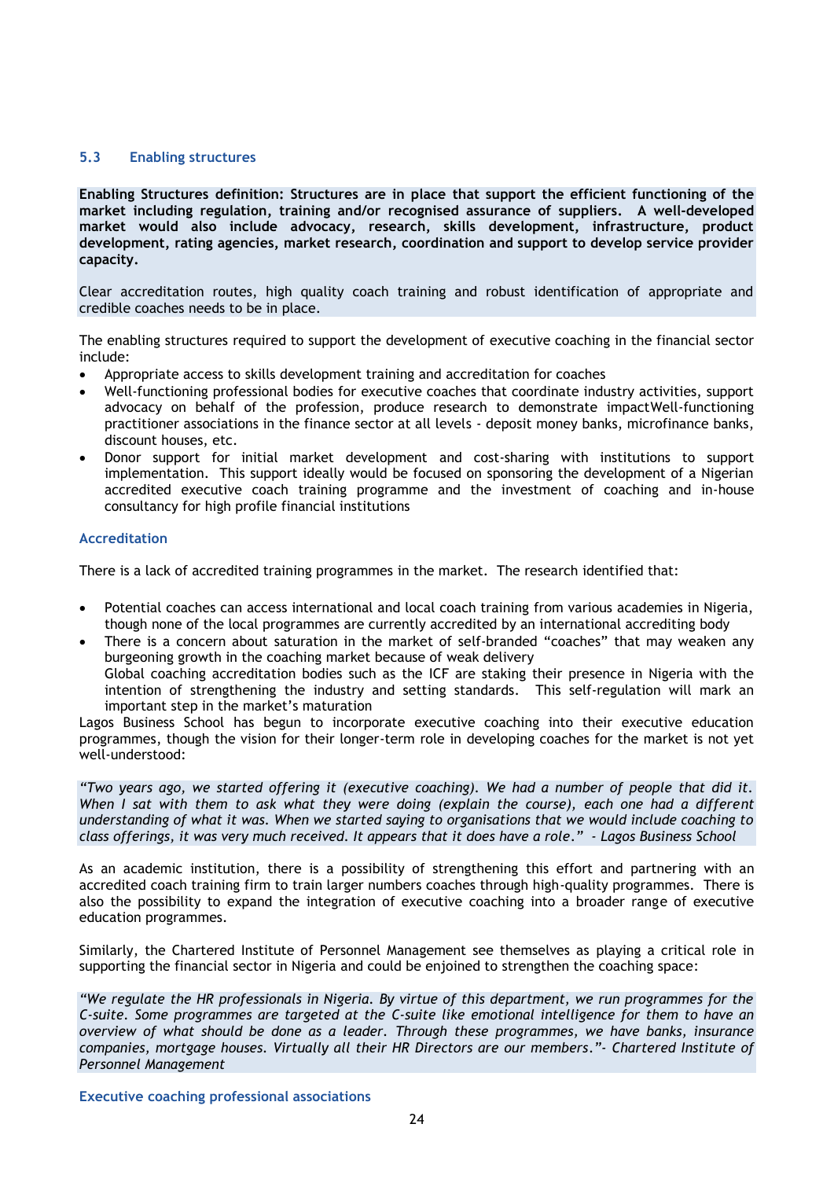### 5.3 Enabling structures

**Enabling Structures definition: Structures are in place that support the efficient functioning of the market including regulation, training and/or recognised assurance of suppliers. A well-developed market would also include advocacy, research, skills development, infrastructure, product development, rating agencies, market research, coordination and support to develop service provider capacity.**

Clear accreditation routes, high quality coach training and robust identification of appropriate and credible coaches needs to be in place.

The enabling structures required to support the development of executive coaching in the financial sector include:

- Appropriate access to skills development training and accreditation for coaches
- Well-functioning professional bodies for executive coaches that coordinate industry activities, support advocacy on behalf of the profession, produce research to demonstrate impactWell-functioning practitioner associations in the finance sector at all levels - deposit money banks, microfinance banks, discount houses, etc.
- Donor support for initial market development and cost-sharing with institutions to support implementation. This support ideally would be focused on sponsoring the development of a Nigerian accredited executive coach training programme and the investment of coaching and in-house consultancy for high profile financial institutions

#### Accreditation

There is a lack of accredited training programmes in the market. The research identified that:

- Potential coaches can access international and local coach training from various academies in Nigeria, though none of the local programmes are currently accredited by an international accrediting body
- There is a concern about saturation in the market of self-branded "coaches" that may weaken any burgeoning growth in the coaching market because of weak delivery
  Global coaching accreditation bodies such as the ICF are staking their presence in Nigeria with the intention of strengthening the industry and setting standards. This self-regulation will mark an important step in the market's maturation

Lagos Business School has begun to incorporate executive coaching into their executive education programmes, though the vision for their longer-term role in developing coaches for the market is not yet well-understood:

*"Two years ago, we started offering it (executive coaching). We had a number of people that did it. When I sat with them to ask what they were doing (explain the course), each one had a different understanding of what it was. When we started saying to organisations that we would include coaching to class offerings, it was very much received. It appears that it does have a role." - Lagos Business School*

As an academic institution, there is a possibility of strengthening this effort and partnering with an accredited coach training firm to train larger numbers coaches through high-quality programmes. There is also the possibility to expand the integration of executive coaching into a broader range of executive education programmes.

Similarly, the Chartered Institute of Personnel Management see themselves as playing a critical role in supporting the financial sector in Nigeria and could be enjoined to strengthen the coaching space:

*"We regulate the HR professionals in Nigeria. By virtue of this department, we run programmes for the C-suite. Some programmes are targeted at the C-suite like emotional intelligence for them to have an overview of what should be done as a leader. Through these programmes, we have banks, insurance companies, mortgage houses. Virtually all their HR Directors are our members."- Chartered Institute of Personnel Management*

#### Executive coaching professional associations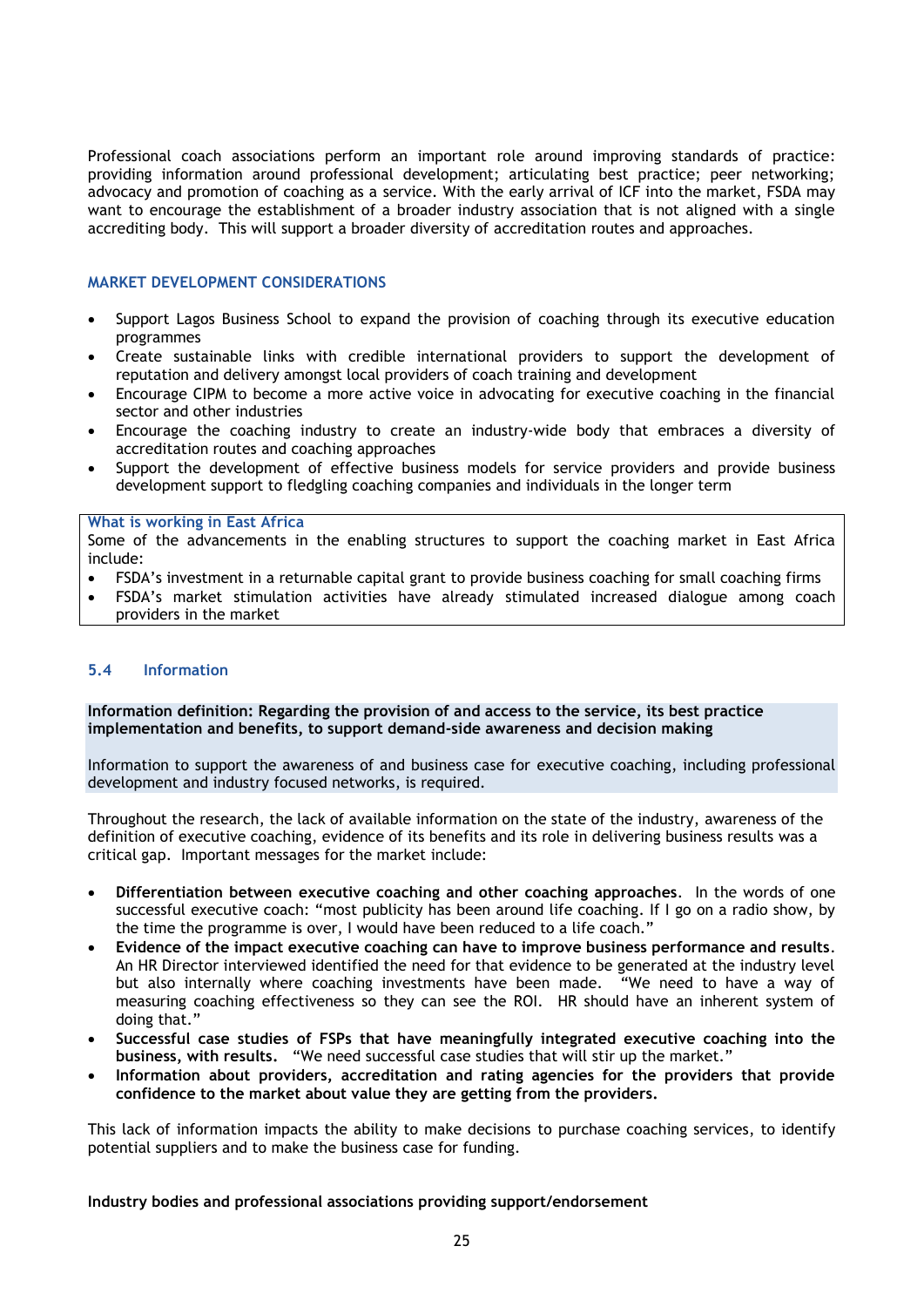Professional coach associations perform an important role around improving standards of practice: providing information around professional development; articulating best practice; peer networking; advocacy and promotion of coaching as a service. With the early arrival of ICF into the market, FSDA may want to encourage the establishment of a broader industry association that is not aligned with a single accrediting body. This will support a broader diversity of accreditation routes and approaches.

#### MARKET DEVELOPMENT CONSIDERATIONS

- Support Lagos Business School to expand the provision of coaching through its executive education programmes
- Create sustainable links with credible international providers to support the development of reputation and delivery amongst local providers of coach training and development
- Encourage CIPM to become a more active voice in advocating for executive coaching in the financial sector and other industries
- Encourage the coaching industry to create an industry-wide body that embraces a diversity of accreditation routes and coaching approaches
- Support the development of effective business models for service providers and provide business development support to fledgling coaching companies and individuals in the longer term

**What is working in East Africa**

Some of the advancements in the enabling structures to support the coaching market in East Africa include:

- FSDA's investment in a returnable capital grant to provide business coaching for small coaching firms
- FSDA's market stimulation activities have already stimulated increased dialogue among coach providers in the market

### 5.4 Information

**Information definition: Regarding the provision of and access to the service, its best practice implementation and benefits, to support demand-side awareness and decision making**

Information to support the awareness of and business case for executive coaching, including professional development and industry focused networks, is required.

Throughout the research, the lack of available information on the state of the industry, awareness of the definition of executive coaching, evidence of its benefits and its role in delivering business results was a critical gap. Important messages for the market include:

- **Differentiation between executive coaching and other coaching approaches**. In the words of one successful executive coach: "most publicity has been around life coaching. If I go on a radio show, by the time the programme is over, I would have been reduced to a life coach."
- **Evidence of the impact executive coaching can have to improve business performance and results**. An HR Director interviewed identified the need for that evidence to be generated at the industry level but also internally where coaching investments have been made. "We need to have a way of measuring coaching effectiveness so they can see the ROI. HR should have an inherent system of doing that."
- **Successful case studies of FSPs that have meaningfully integrated executive coaching into the business, with results.** "We need successful case studies that will stir up the market."
- **Information about providers, accreditation and rating agencies for the providers that provide confidence to the market about value they are getting from the providers.**

This lack of information impacts the ability to make decisions to purchase coaching services, to identify potential suppliers and to make the business case for funding.

**Industry bodies and professional associations providing support/endorsement**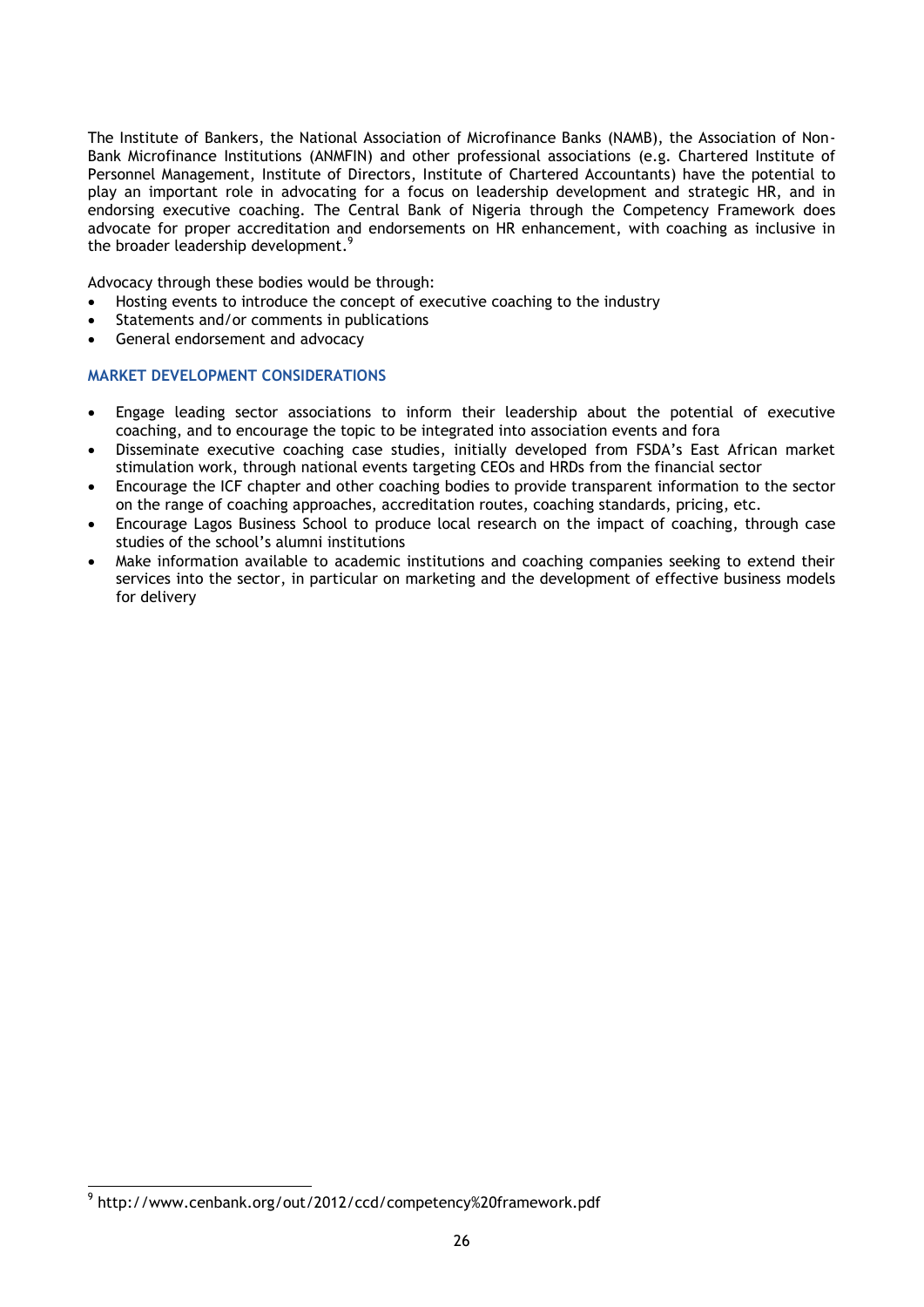The Institute of Bankers, the National Association of Microfinance Banks (NAMB), the Association of Non-Bank Microfinance Institutions (ANMFIN) and other professional associations (e.g. Chartered Institute of Personnel Management, Institute of Directors, Institute of Chartered Accountants) have the potential to play an important role in advocating for a focus on leadership development and strategic HR, and in endorsing executive coaching. The Central Bank of Nigeria through the Competency Framework does advocate for proper accreditation and endorsements on HR enhancement, with coaching as inclusive in the broader leadership development.[9]

Advocacy through these bodies would be through:

- Hosting events to introduce the concept of executive coaching to the industry
- Statements and/or comments in publications
- General endorsement and advocacy

### MARKET DEVELOPMENT CONSIDERATIONS

- Engage leading sector associations to inform their leadership about the potential of executive coaching, and to encourage the topic to be integrated into association events and fora
- Disseminate executive coaching case studies, initially developed from FSDA's East African market stimulation work, through national events targeting CEOs and HRDs from the financial sector
- Encourage the ICF chapter and other coaching bodies to provide transparent information to the sector on the range of coaching approaches, accreditation routes, coaching standards, pricing, etc.
- Encourage Lagos Business School to produce local research on the impact of coaching, through case studies of the school's alumni institutions
- Make information available to academic institutions and coaching companies seeking to extend their services into the sector, in particular on marketing and the development of effective business models for delivery

---

[9] http://www.cenbank.org/out/2012/ccd/competency%20framework.pdf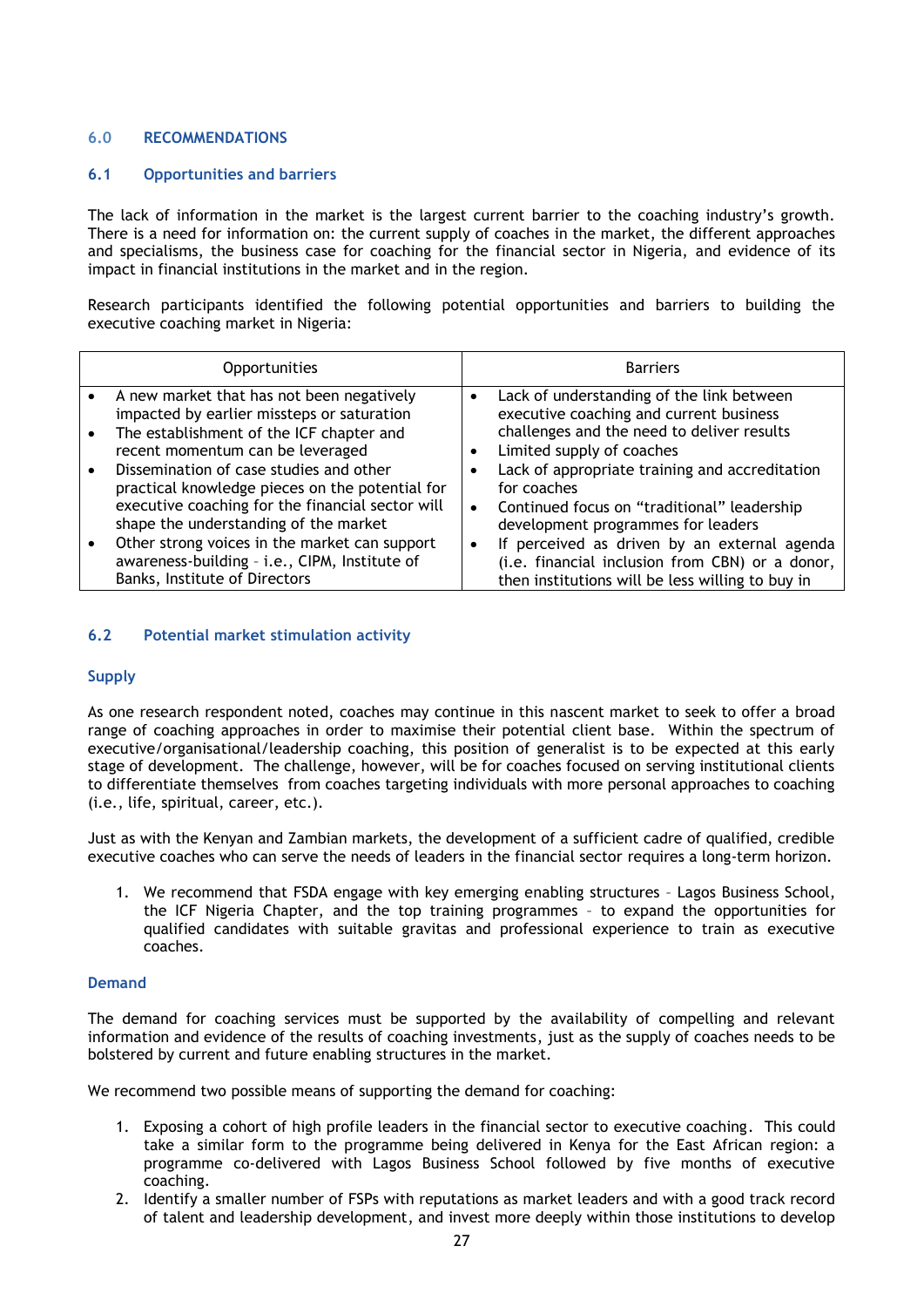## 6.0 RECOMMENDATIONS

### 6.1 Opportunities and barriers

The lack of information in the market is the largest current barrier to the coaching industry's growth. There is a need for information on: the current supply of coaches in the market, the different approaches and specialisms, the business case for coaching for the financial sector in Nigeria, and evidence of its impact in financial institutions in the market and in the region.

Research participants identified the following potential opportunities and barriers to building the executive coaching market in Nigeria:

| Opportunities | Barriers |
|---|---|
| • A new market that has not been negatively impacted by earlier missteps or saturation<br>• The establishment of the ICF chapter and recent momentum can be leveraged<br>• Dissemination of case studies and other practical knowledge pieces on the potential for executive coaching for the financial sector will shape the understanding of the market<br>• Other strong voices in the market can support awareness-building - i.e., CIPM, Institute of Banks, Institute of Directors | • Lack of understanding of the link between executive coaching and current business challenges and the need to deliver results<br>• Limited supply of coaches<br>• Lack of appropriate training and accreditation for coaches<br>• Continued focus on "traditional" leadership development programmes for leaders<br>• If perceived as driven by an external agenda (i.e. financial inclusion from CBN) or a donor, then institutions will be less willing to buy in |

### 6.2 Potential market stimulation activity

#### Supply

As one research respondent noted, coaches may continue in this nascent market to seek to offer a broad range of coaching approaches in order to maximise their potential client base. Within the spectrum of executive/organisational/leadership coaching, this position of generalist is to be expected at this early stage of development. The challenge, however, will be for coaches focused on serving institutional clients to differentiate themselves from coaches targeting individuals with more personal approaches to coaching (i.e., life, spiritual, career, etc.).

Just as with the Kenyan and Zambian markets, the development of a sufficient cadre of qualified, credible executive coaches who can serve the needs of leaders in the financial sector requires a long-term horizon.

1. We recommend that FSDA engage with key emerging enabling structures – Lagos Business School, the ICF Nigeria Chapter, and the top training programmes – to expand the opportunities for qualified candidates with suitable gravitas and professional experience to train as executive coaches.

#### Demand

The demand for coaching services must be supported by the availability of compelling and relevant information and evidence of the results of coaching investments, just as the supply of coaches needs to be bolstered by current and future enabling structures in the market.

We recommend two possible means of supporting the demand for coaching:

1. Exposing a cohort of high profile leaders in the financial sector to executive coaching. This could take a similar form to the programme being delivered in Kenya for the East African region: a programme co-delivered with Lagos Business School followed by five months of executive coaching.
2. Identify a smaller number of FSPs with reputations as market leaders and with a good track record of talent and leadership development, and invest more deeply within those institutions to develop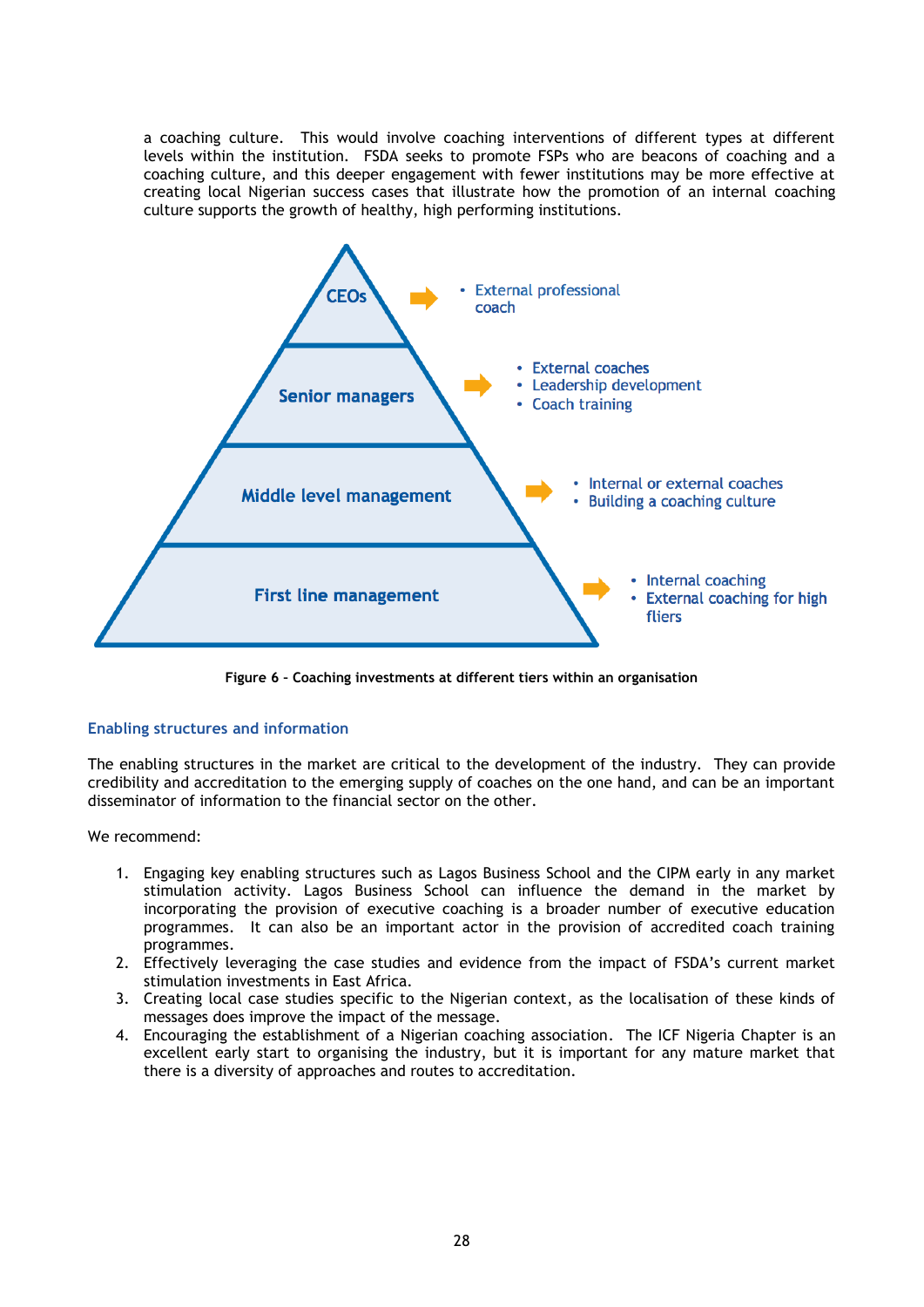a coaching culture. This would involve coaching interventions of different types at different levels within the institution. FSDA seeks to promote FSPs who are beacons of coaching and a coaching culture, and this deeper engagement with fewer institutions may be more effective at creating local Nigerian success cases that illustrate how the promotion of an internal coaching culture supports the growth of healthy, high performing institutions.

| Tier | Coaching investments |
|---|---|
| CEOs | • External professional coach |
| Senior managers | • External coaches<br>• Leadership development<br>• Coach training |
| Middle level management | • Internal or external coaches<br>• Building a coaching culture |
| First line management | • Internal coaching<br>• External coaching for high fliers |

**Figure 6 – Coaching investments at different tiers within an organisation**

### Enabling structures and information

The enabling structures in the market are critical to the development of the industry. They can provide credibility and accreditation to the emerging supply of coaches on the one hand, and can be an important disseminator of information to the financial sector on the other.

We recommend:

1. Engaging key enabling structures such as Lagos Business School and the CIPM early in any market stimulation activity. Lagos Business School can influence the demand in the market by incorporating the provision of executive coaching is a broader number of executive education programmes. It can also be an important actor in the provision of accredited coach training programmes.
2. Effectively leveraging the case studies and evidence from the impact of FSDA's current market stimulation investments in East Africa.
3. Creating local case studies specific to the Nigerian context, as the localisation of these kinds of messages does improve the impact of the message.
4. Encouraging the establishment of a Nigerian coaching association. The ICF Nigeria Chapter is an excellent early start to organising the industry, but it is important for any mature market that there is a diversity of approaches and routes to accreditation.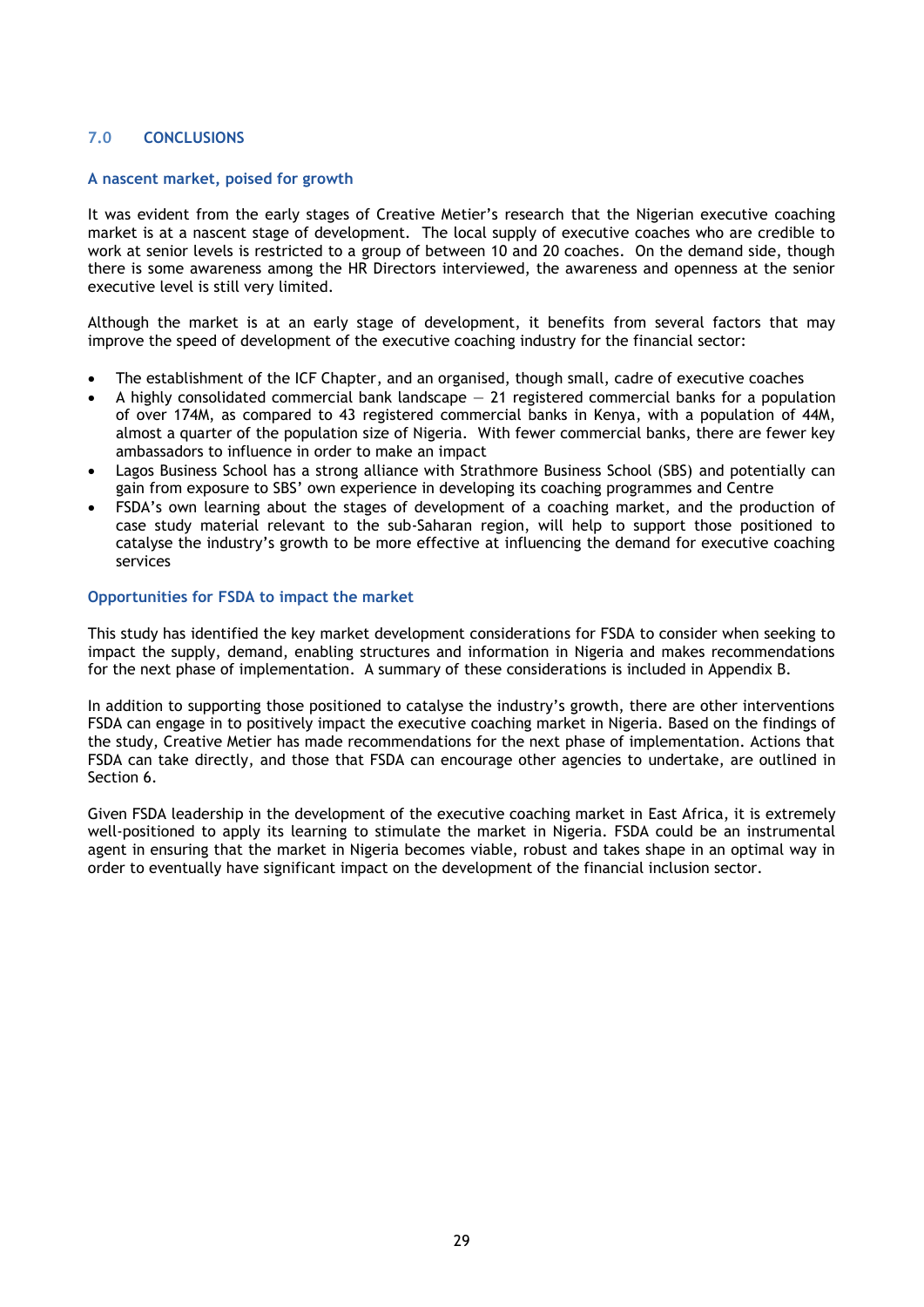## 7.0 CONCLUSIONS

### A nascent market, poised for growth

It was evident from the early stages of Creative Metier's research that the Nigerian executive coaching market is at a nascent stage of development. The local supply of executive coaches who are credible to work at senior levels is restricted to a group of between 10 and 20 coaches. On the demand side, though there is some awareness among the HR Directors interviewed, the awareness and openness at the senior executive level is still very limited.

Although the market is at an early stage of development, it benefits from several factors that may improve the speed of development of the executive coaching industry for the financial sector:

- The establishment of the ICF Chapter, and an organised, though small, cadre of executive coaches
- A highly consolidated commercial bank landscape — 21 registered commercial banks for a population of over 174M, as compared to 43 registered commercial banks in Kenya, with a population of 44M, almost a quarter of the population size of Nigeria. With fewer commercial banks, there are fewer key ambassadors to influence in order to make an impact
- Lagos Business School has a strong alliance with Strathmore Business School (SBS) and potentially can gain from exposure to SBS' own experience in developing its coaching programmes and Centre
- FSDA's own learning about the stages of development of a coaching market, and the production of case study material relevant to the sub-Saharan region, will help to support those positioned to catalyse the industry's growth to be more effective at influencing the demand for executive coaching services

### Opportunities for FSDA to impact the market

This study has identified the key market development considerations for FSDA to consider when seeking to impact the supply, demand, enabling structures and information in Nigeria and makes recommendations for the next phase of implementation. A summary of these considerations is included in Appendix B.

In addition to supporting those positioned to catalyse the industry's growth, there are other interventions FSDA can engage in to positively impact the executive coaching market in Nigeria. Based on the findings of the study, Creative Metier has made recommendations for the next phase of implementation. Actions that FSDA can take directly, and those that FSDA can encourage other agencies to undertake, are outlined in Section 6.

Given FSDA leadership in the development of the executive coaching market in East Africa, it is extremely well-positioned to apply its learning to stimulate the market in Nigeria. FSDA could be an instrumental agent in ensuring that the market in Nigeria becomes viable, robust and takes shape in an optimal way in order to eventually have significant impact on the development of the financial inclusion sector.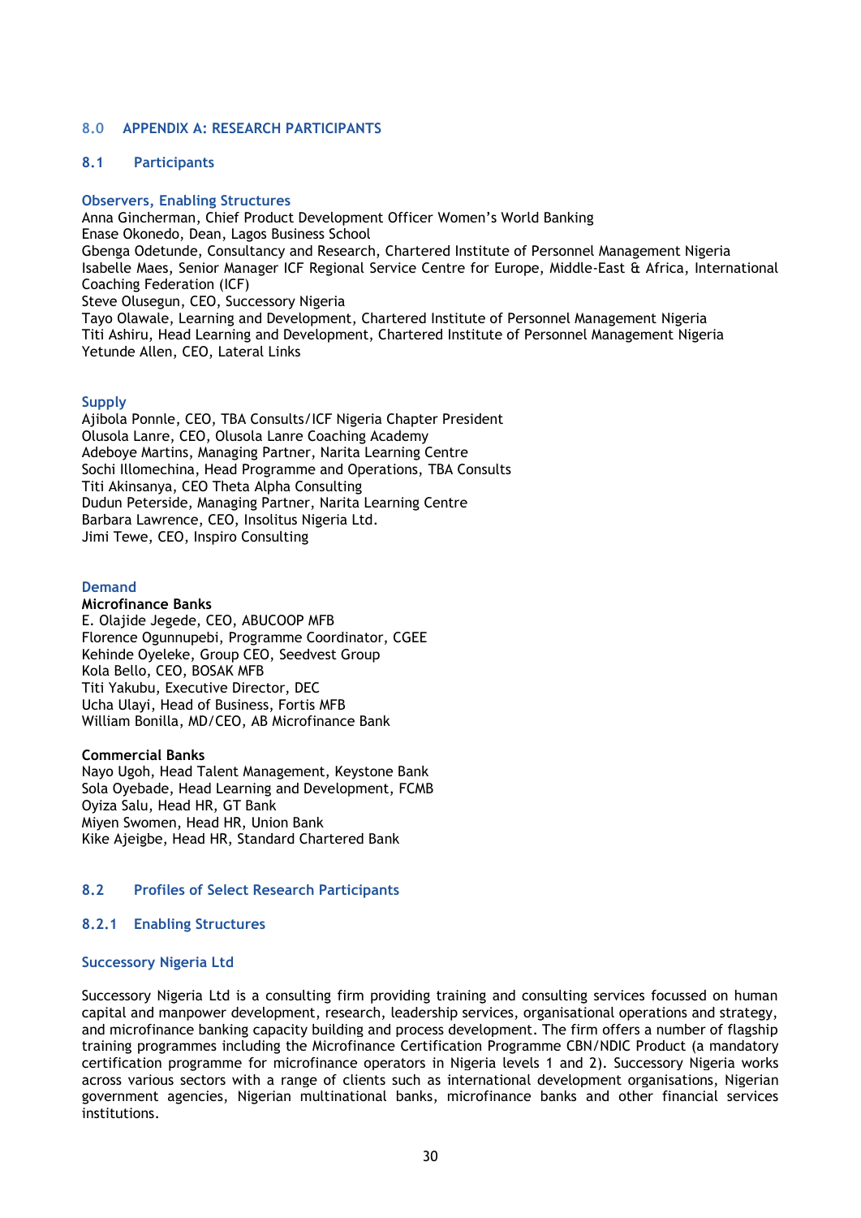## 8.0 APPENDIX A: RESEARCH PARTICIPANTS

### 8.1 Participants

**Observers, Enabling Structures**

Anna Gincherman, Chief Product Development Officer Women's World Banking
Enase Okonedo, Dean, Lagos Business School
Gbenga Odetunde, Consultancy and Research, Chartered Institute of Personnel Management Nigeria
Isabelle Maes, Senior Manager ICF Regional Service Centre for Europe, Middle-East & Africa, International Coaching Federation (ICF)
Steve Olusegun, CEO, Successory Nigeria
Tayo Olawale, Learning and Development, Chartered Institute of Personnel Management Nigeria
Titi Ashiru, Head Learning and Development, Chartered Institute of Personnel Management Nigeria
Yetunde Allen, CEO, Lateral Links

**Supply**

Ajibola Ponnle, CEO, TBA Consults/ICF Nigeria Chapter President
Olusola Lanre, CEO, Olusola Lanre Coaching Academy
Adeboye Martins, Managing Partner, Narita Learning Centre
Sochi Illomechina, Head Programme and Operations, TBA Consults
Titi Akinsanya, CEO Theta Alpha Consulting
Dudun Peterside, Managing Partner, Narita Learning Centre
Barbara Lawrence, CEO, Insolitus Nigeria Ltd.
Jimi Tewe, CEO, Inspiro Consulting

**Demand**

**Microfinance Banks**

E. Olajide Jegede, CEO, ABUCOOP MFB
Florence Ogunnupebi, Programme Coordinator, CGEE
Kehinde Oyeleke, Group CEO, Seedvest Group
Kola Bello, CEO, BOSAK MFB
Titi Yakubu, Executive Director, DEC
Ucha Ulayi, Head of Business, Fortis MFB
William Bonilla, MD/CEO, AB Microfinance Bank

**Commercial Banks**

Nayo Ugoh, Head Talent Management, Keystone Bank
Sola Oyebade, Head Learning and Development, FCMB
Oyiza Salu, Head HR, GT Bank
Miyen Swomen, Head HR, Union Bank
Kike Ajeigbe, Head HR, Standard Chartered Bank

### 8.2 Profiles of Select Research Participants

#### 8.2.1 Enabling Structures

**Successory Nigeria Ltd**

Successory Nigeria Ltd is a consulting firm providing training and consulting services focussed on human capital and manpower development, research, leadership services, organisational operations and strategy, and microfinance banking capacity building and process development. The firm offers a number of flagship training programmes including the Microfinance Certification Programme CBN/NDIC Product (a mandatory certification programme for microfinance operators in Nigeria levels 1 and 2). Successory Nigeria works across various sectors with a range of clients such as international development organisations, Nigerian government agencies, Nigerian multinational banks, microfinance banks and other financial services institutions.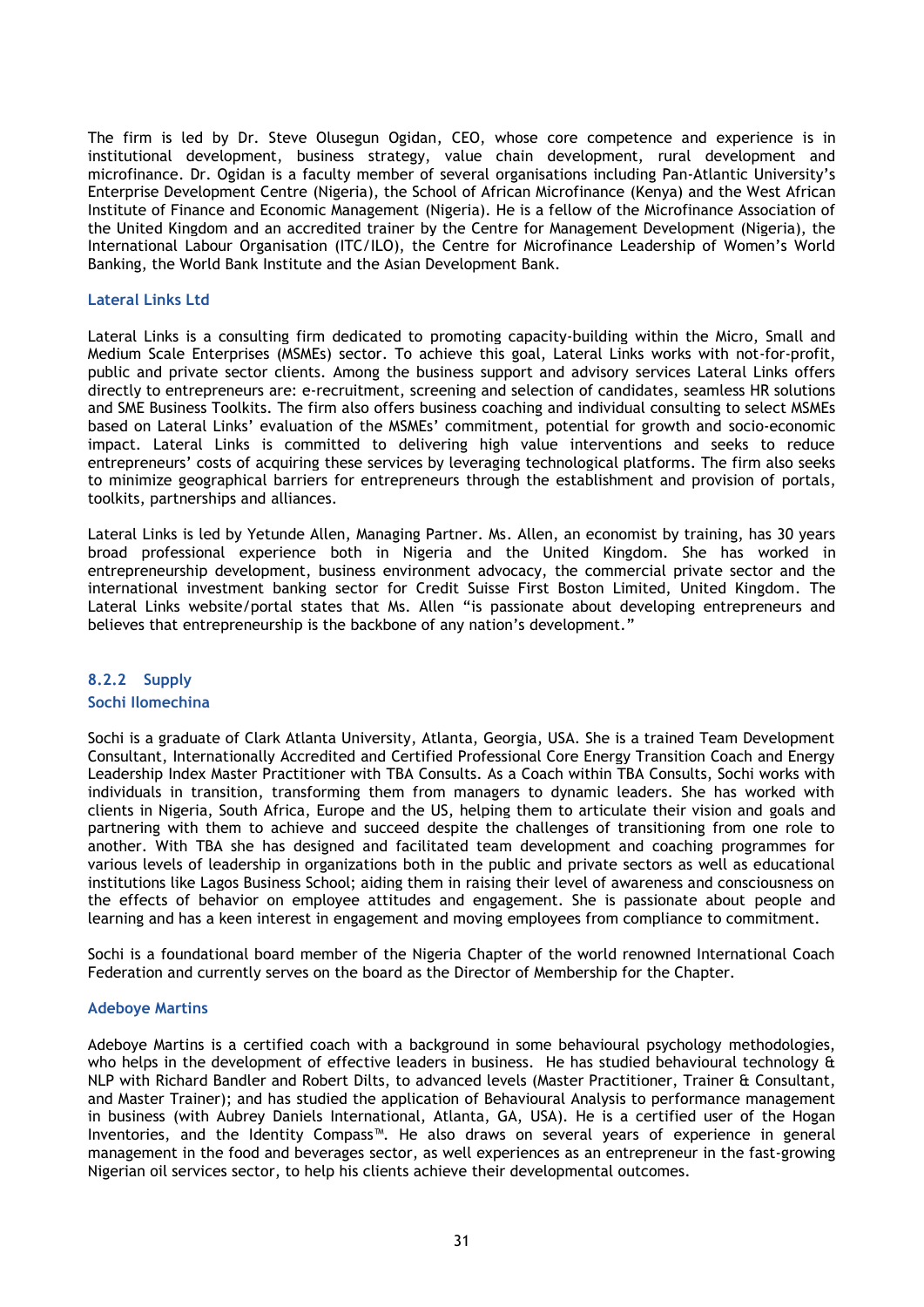The firm is led by Dr. Steve Olusegun Ogidan, CEO, whose core competence and experience is in institutional development, business strategy, value chain development, rural development and microfinance. Dr. Ogidan is a faculty member of several organisations including Pan-Atlantic University's Enterprise Development Centre (Nigeria), the School of African Microfinance (Kenya) and the West African Institute of Finance and Economic Management (Nigeria). He is a fellow of the Microfinance Association of the United Kingdom and an accredited trainer by the Centre for Management Development (Nigeria), the International Labour Organisation (ITC/ILO), the Centre for Microfinance Leadership of Women's World Banking, the World Bank Institute and the Asian Development Bank.

### Lateral Links Ltd

Lateral Links is a consulting firm dedicated to promoting capacity-building within the Micro, Small and Medium Scale Enterprises (MSMEs) sector. To achieve this goal, Lateral Links works with not-for-profit, public and private sector clients. Among the business support and advisory services Lateral Links offers directly to entrepreneurs are: e-recruitment, screening and selection of candidates, seamless HR solutions and SME Business Toolkits. The firm also offers business coaching and individual consulting to select MSMEs based on Lateral Links' evaluation of the MSMEs' commitment, potential for growth and socio-economic impact. Lateral Links is committed to delivering high value interventions and seeks to reduce entrepreneurs' costs of acquiring these services by leveraging technological platforms. The firm also seeks to minimize geographical barriers for entrepreneurs through the establishment and provision of portals, toolkits, partnerships and alliances.

Lateral Links is led by Yetunde Allen, Managing Partner. Ms. Allen, an economist by training, has 30 years broad professional experience both in Nigeria and the United Kingdom. She has worked in entrepreneurship development, business environment advocacy, the commercial private sector and the international investment banking sector for Credit Suisse First Boston Limited, United Kingdom. The Lateral Links website/portal states that Ms. Allen "is passionate about developing entrepreneurs and believes that entrepreneurship is the backbone of any nation's development."

## 8.2.2 Supply

### Sochi Ilomechina

Sochi is a graduate of Clark Atlanta University, Atlanta, Georgia, USA. She is a trained Team Development Consultant, Internationally Accredited and Certified Professional Core Energy Transition Coach and Energy Leadership Index Master Practitioner with TBA Consults. As a Coach within TBA Consults, Sochi works with individuals in transition, transforming them from managers to dynamic leaders. She has worked with clients in Nigeria, South Africa, Europe and the US, helping them to articulate their vision and goals and partnering with them to achieve and succeed despite the challenges of transitioning from one role to another. With TBA she has designed and facilitated team development and coaching programmes for various levels of leadership in organizations both in the public and private sectors as well as educational institutions like Lagos Business School; aiding them in raising their level of awareness and consciousness on the effects of behavior on employee attitudes and engagement. She is passionate about people and learning and has a keen interest in engagement and moving employees from compliance to commitment.

Sochi is a foundational board member of the Nigeria Chapter of the world renowned International Coach Federation and currently serves on the board as the Director of Membership for the Chapter.

### Adeboye Martins

Adeboye Martins is a certified coach with a background in some behavioural psychology methodologies, who helps in the development of effective leaders in business. He has studied behavioural technology & NLP with Richard Bandler and Robert Dilts, to advanced levels (Master Practitioner, Trainer & Consultant, and Master Trainer); and has studied the application of Behavioural Analysis to performance management in business (with Aubrey Daniels International, Atlanta, GA, USA). He is a certified user of the Hogan Inventories, and the Identity Compass™. He also draws on several years of experience in general management in the food and beverages sector, as well experiences as an entrepreneur in the fast-growing Nigerian oil services sector, to help his clients achieve their developmental outcomes.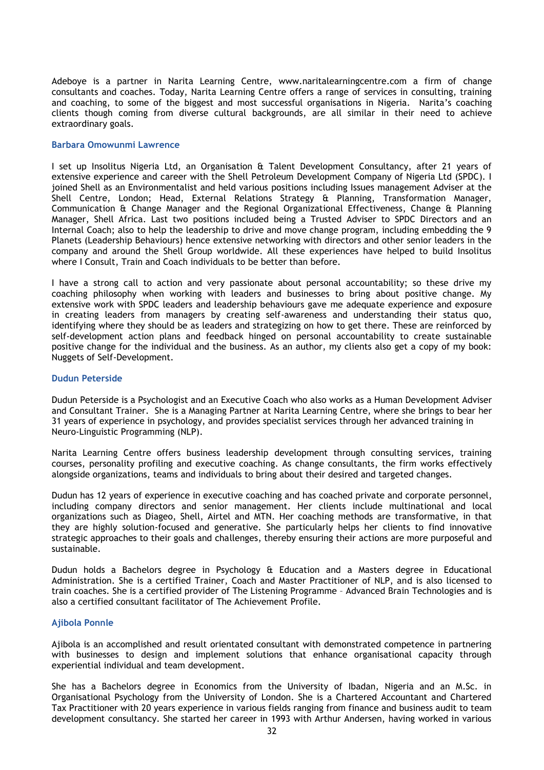Adeboye is a partner in Narita Learning Centre, www.naritalearningcentre.com a firm of change consultants and coaches. Today, Narita Learning Centre offers a range of services in consulting, training and coaching, to some of the biggest and most successful organisations in Nigeria. Narita's coaching clients though coming from diverse cultural backgrounds, are all similar in their need to achieve extraordinary goals.

### Barbara Omowunmi Lawrence

I set up Insolitus Nigeria Ltd, an Organisation & Talent Development Consultancy, after 21 years of extensive experience and career with the Shell Petroleum Development Company of Nigeria Ltd (SPDC). I joined Shell as an Environmentalist and held various positions including Issues management Adviser at the Shell Centre, London; Head, External Relations Strategy & Planning, Transformation Manager, Communication & Change Manager and the Regional Organizational Effectiveness, Change & Planning Manager, Shell Africa. Last two positions included being a Trusted Adviser to SPDC Directors and an Internal Coach; also to help the leadership to drive and move change program, including embedding the 9 Planets (Leadership Behaviours) hence extensive networking with directors and other senior leaders in the company and around the Shell Group worldwide. All these experiences have helped to build Insolitus where I Consult, Train and Coach individuals to be better than before.

I have a strong call to action and very passionate about personal accountability; so these drive my coaching philosophy when working with leaders and businesses to bring about positive change. My extensive work with SPDC leaders and leadership behaviours gave me adequate experience and exposure in creating leaders from managers by creating self-awareness and understanding their status quo, identifying where they should be as leaders and strategizing on how to get there. These are reinforced by self-development action plans and feedback hinged on personal accountability to create sustainable positive change for the individual and the business. As an author, my clients also get a copy of my book: Nuggets of Self-Development.

### Dudun Peterside

Dudun Peterside is a Psychologist and an Executive Coach who also works as a Human Development Adviser and Consultant Trainer. She is a Managing Partner at Narita Learning Centre, where she brings to bear her 31 years of experience in psychology, and provides specialist services through her advanced training in Neuro-Linguistic Programming (NLP).

Narita Learning Centre offers business leadership development through consulting services, training courses, personality profiling and executive coaching. As change consultants, the firm works effectively alongside organizations, teams and individuals to bring about their desired and targeted changes.

Dudun has 12 years of experience in executive coaching and has coached private and corporate personnel, including company directors and senior management. Her clients include multinational and local organizations such as Diageo, Shell, Airtel and MTN. Her coaching methods are transformative, in that they are highly solution-focused and generative. She particularly helps her clients to find innovative strategic approaches to their goals and challenges, thereby ensuring their actions are more purposeful and sustainable.

Dudun holds a Bachelors degree in Psychology & Education and a Masters degree in Educational Administration. She is a certified Trainer, Coach and Master Practitioner of NLP, and is also licensed to train coaches. She is a certified provider of The Listening Programme – Advanced Brain Technologies and is also a certified consultant facilitator of The Achievement Profile.

### Ajibola Ponnle

Ajibola is an accomplished and result orientated consultant with demonstrated competence in partnering with businesses to design and implement solutions that enhance organisational capacity through experiential individual and team development.

She has a Bachelors degree in Economics from the University of Ibadan, Nigeria and an M.Sc. in Organisational Psychology from the University of London. She is a Chartered Accountant and Chartered Tax Practitioner with 20 years experience in various fields ranging from finance and business audit to team development consultancy. She started her career in 1993 with Arthur Andersen, having worked in various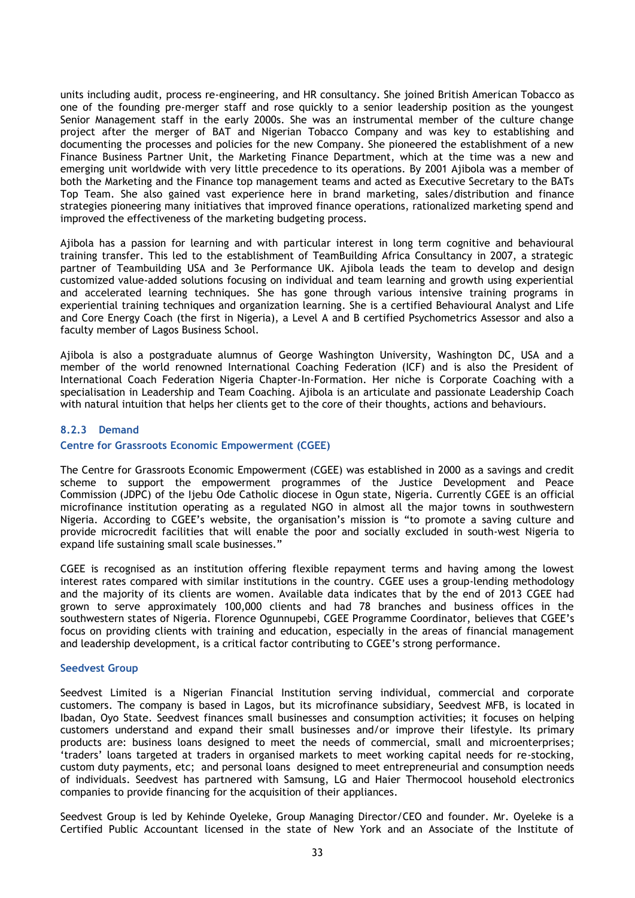units including audit, process re-engineering, and HR consultancy. She joined British American Tobacco as one of the founding pre-merger staff and rose quickly to a senior leadership position as the youngest Senior Management staff in the early 2000s. She was an instrumental member of the culture change project after the merger of BAT and Nigerian Tobacco Company and was key to establishing and documenting the processes and policies for the new Company. She pioneered the establishment of a new Finance Business Partner Unit, the Marketing Finance Department, which at the time was a new and emerging unit worldwide with very little precedence to its operations. By 2001 Ajibola was a member of both the Marketing and the Finance top management teams and acted as Executive Secretary to the BATs Top Team. She also gained vast experience here in brand marketing, sales/distribution and finance strategies pioneering many initiatives that improved finance operations, rationalized marketing spend and improved the effectiveness of the marketing budgeting process.

Ajibola has a passion for learning and with particular interest in long term cognitive and behavioural training transfer. This led to the establishment of TeamBuilding Africa Consultancy in 2007, a strategic partner of Teambuilding USA and 3e Performance UK. Ajibola leads the team to develop and design customized value-added solutions focusing on individual and team learning and growth using experiential and accelerated learning techniques. She has gone through various intensive training programs in experiential training techniques and organization learning. She is a certified Behavioural Analyst and Life and Core Energy Coach (the first in Nigeria), a Level A and B certified Psychometrics Assessor and also a faculty member of Lagos Business School.

Ajibola is also a postgraduate alumnus of George Washington University, Washington DC, USA and a member of the world renowned International Coaching Federation (ICF) and is also the President of International Coach Federation Nigeria Chapter-In-Formation. Her niche is Corporate Coaching with a specialisation in Leadership and Team Coaching. Ajibola is an articulate and passionate Leadership Coach with natural intuition that helps her clients get to the core of their thoughts, actions and behaviours.

### 8.2.3 Demand

#### Centre for Grassroots Economic Empowerment (CGEE)

The Centre for Grassroots Economic Empowerment (CGEE) was established in 2000 as a savings and credit scheme to support the empowerment programmes of the Justice Development and Peace Commission (JDPC) of the Ijebu Ode Catholic diocese in Ogun state, Nigeria. Currently CGEE is an official microfinance institution operating as a regulated NGO in almost all the major towns in southwestern Nigeria. According to CGEE's website, the organisation's mission is "to promote a saving culture and provide microcredit facilities that will enable the poor and socially excluded in south-west Nigeria to expand life sustaining small scale businesses."

CGEE is recognised as an institution offering flexible repayment terms and having among the lowest interest rates compared with similar institutions in the country. CGEE uses a group-lending methodology and the majority of its clients are women. Available data indicates that by the end of 2013 CGEE had grown to serve approximately 100,000 clients and had 78 branches and business offices in the southwestern states of Nigeria. Florence Ogunnupebi, CGEE Programme Coordinator, believes that CGEE's focus on providing clients with training and education, especially in the areas of financial management and leadership development, is a critical factor contributing to CGEE's strong performance.

#### Seedvest Group

Seedvest Limited is a Nigerian Financial Institution serving individual, commercial and corporate customers. The company is based in Lagos, but its microfinance subsidiary, Seedvest MFB, is located in Ibadan, Oyo State. Seedvest finances small businesses and consumption activities; it focuses on helping customers understand and expand their small businesses and/or improve their lifestyle. Its primary products are: business loans designed to meet the needs of commercial, small and microenterprises; 'traders' loans targeted at traders in organised markets to meet working capital needs for re-stocking, custom duty payments, etc; and personal loans designed to meet entrepreneurial and consumption needs of individuals. Seedvest has partnered with Samsung, LG and Haier Thermocool household electronics companies to provide financing for the acquisition of their appliances.

Seedvest Group is led by Kehinde Oyeleke, Group Managing Director/CEO and founder. Mr. Oyeleke is a Certified Public Accountant licensed in the state of New York and an Associate of the Institute of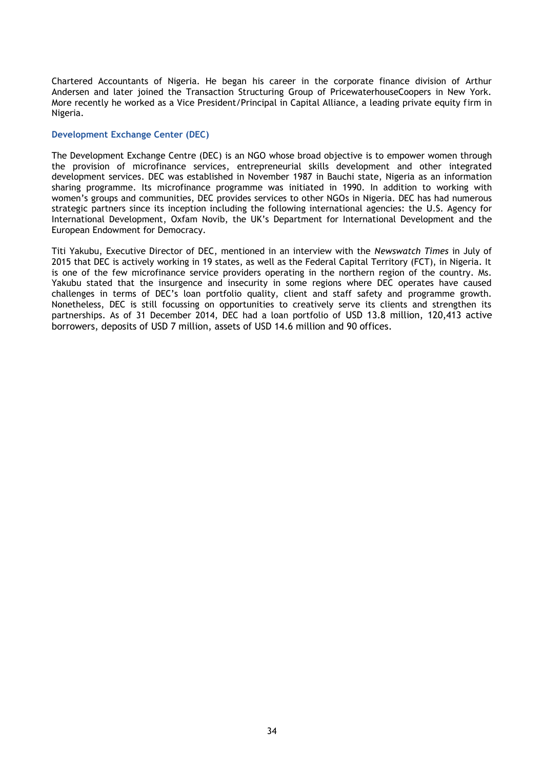Chartered Accountants of Nigeria. He began his career in the corporate finance division of Arthur Andersen and later joined the Transaction Structuring Group of PricewaterhouseCoopers in New York. More recently he worked as a Vice President/Principal in Capital Alliance, a leading private equity firm in Nigeria.

### Development Exchange Center (DEC)

The Development Exchange Centre (DEC) is an NGO whose broad objective is to empower women through the provision of microfinance services, entrepreneurial skills development and other integrated development services. DEC was established in November 1987 in Bauchi state, Nigeria as an information sharing programme. Its microfinance programme was initiated in 1990. In addition to working with women's groups and communities, DEC provides services to other NGOs in Nigeria. DEC has had numerous strategic partners since its inception including the following international agencies: the U.S. Agency for International Development, Oxfam Novib, the UK's Department for International Development and the European Endowment for Democracy.

Titi Yakubu, Executive Director of DEC, mentioned in an interview with the *Newswatch Times* in July of 2015 that DEC is actively working in 19 states, as well as the Federal Capital Territory (FCT), in Nigeria. It is one of the few microfinance service providers operating in the northern region of the country. Ms. Yakubu stated that the insurgence and insecurity in some regions where DEC operates have caused challenges in terms of DEC's loan portfolio quality, client and staff safety and programme growth. Nonetheless, DEC is still focussing on opportunities to creatively serve its clients and strengthen its partnerships. As of 31 December 2014, DEC had a loan portfolio of USD 13.8 million, 120,413 active borrowers, deposits of USD 7 million, assets of USD 14.6 million and 90 offices.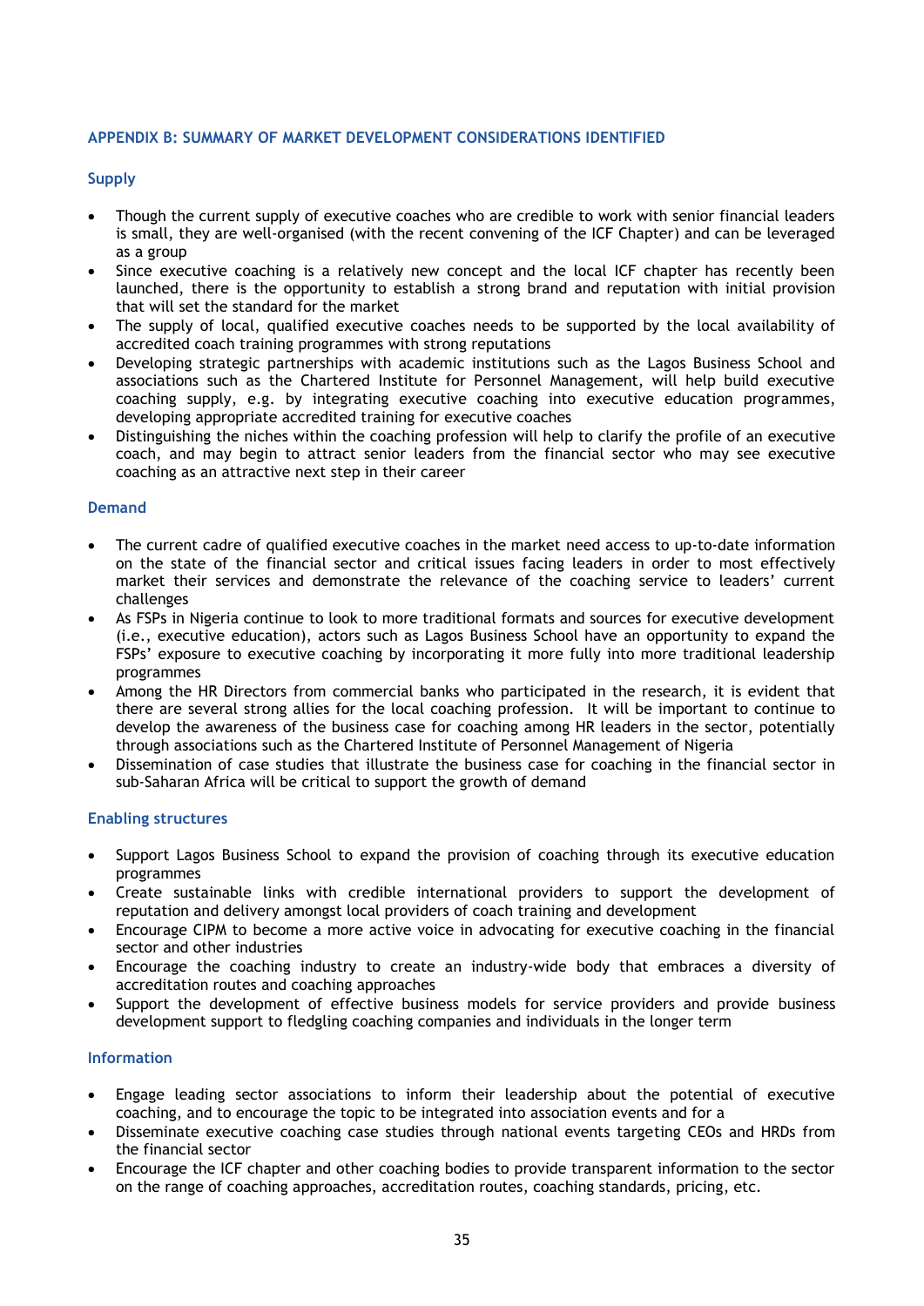## APPENDIX B: SUMMARY OF MARKET DEVELOPMENT CONSIDERATIONS IDENTIFIED

### Supply

- Though the current supply of executive coaches who are credible to work with senior financial leaders is small, they are well-organised (with the recent convening of the ICF Chapter) and can be leveraged as a group
- Since executive coaching is a relatively new concept and the local ICF chapter has recently been launched, there is the opportunity to establish a strong brand and reputation with initial provision that will set the standard for the market
- The supply of local, qualified executive coaches needs to be supported by the local availability of accredited coach training programmes with strong reputations
- Developing strategic partnerships with academic institutions such as the Lagos Business School and associations such as the Chartered Institute for Personnel Management, will help build executive coaching supply, e.g. by integrating executive coaching into executive education programmes, developing appropriate accredited training for executive coaches
- Distinguishing the niches within the coaching profession will help to clarify the profile of an executive coach, and may begin to attract senior leaders from the financial sector who may see executive coaching as an attractive next step in their career

### Demand

- The current cadre of qualified executive coaches in the market need access to up-to-date information on the state of the financial sector and critical issues facing leaders in order to most effectively market their services and demonstrate the relevance of the coaching service to leaders' current challenges
- As FSPs in Nigeria continue to look to more traditional formats and sources for executive development (i.e., executive education), actors such as Lagos Business School have an opportunity to expand the FSPs' exposure to executive coaching by incorporating it more fully into more traditional leadership programmes
- Among the HR Directors from commercial banks who participated in the research, it is evident that there are several strong allies for the local coaching profession. It will be important to continue to develop the awareness of the business case for coaching among HR leaders in the sector, potentially through associations such as the Chartered Institute of Personnel Management of Nigeria
- Dissemination of case studies that illustrate the business case for coaching in the financial sector in sub-Saharan Africa will be critical to support the growth of demand

### Enabling structures

- Support Lagos Business School to expand the provision of coaching through its executive education programmes
- Create sustainable links with credible international providers to support the development of reputation and delivery amongst local providers of coach training and development
- Encourage CIPM to become a more active voice in advocating for executive coaching in the financial sector and other industries
- Encourage the coaching industry to create an industry-wide body that embraces a diversity of accreditation routes and coaching approaches
- Support the development of effective business models for service providers and provide business development support to fledgling coaching companies and individuals in the longer term

### Information

- Engage leading sector associations to inform their leadership about the potential of executive coaching, and to encourage the topic to be integrated into association events and for a
- Disseminate executive coaching case studies through national events targeting CEOs and HRDs from the financial sector
- Encourage the ICF chapter and other coaching bodies to provide transparent information to the sector on the range of coaching approaches, accreditation routes, coaching standards, pricing, etc.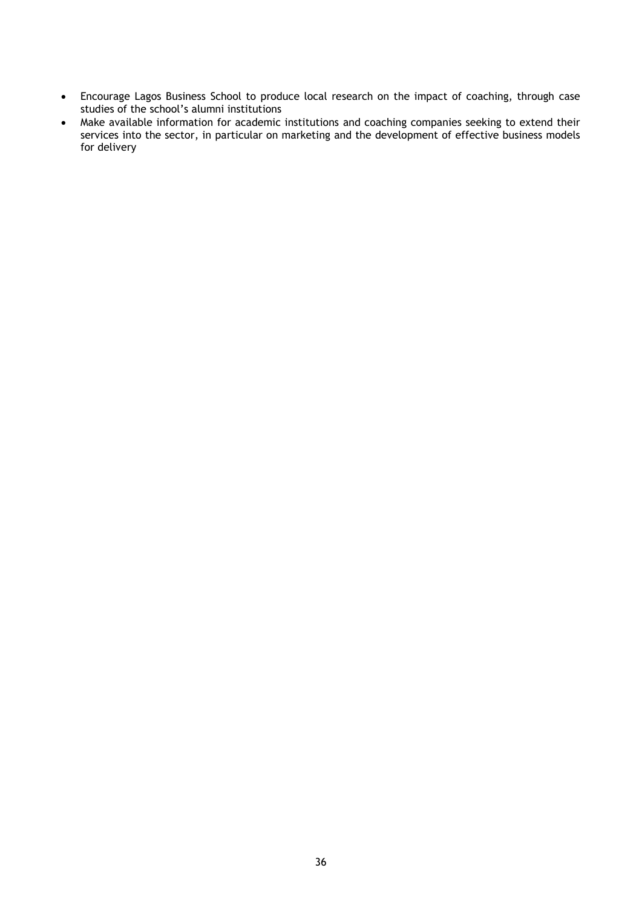- Encourage Lagos Business School to produce local research on the impact of coaching, through case studies of the school's alumni institutions
- Make available information for academic institutions and coaching companies seeking to extend their services into the sector, in particular on marketing and the development of effective business models for delivery